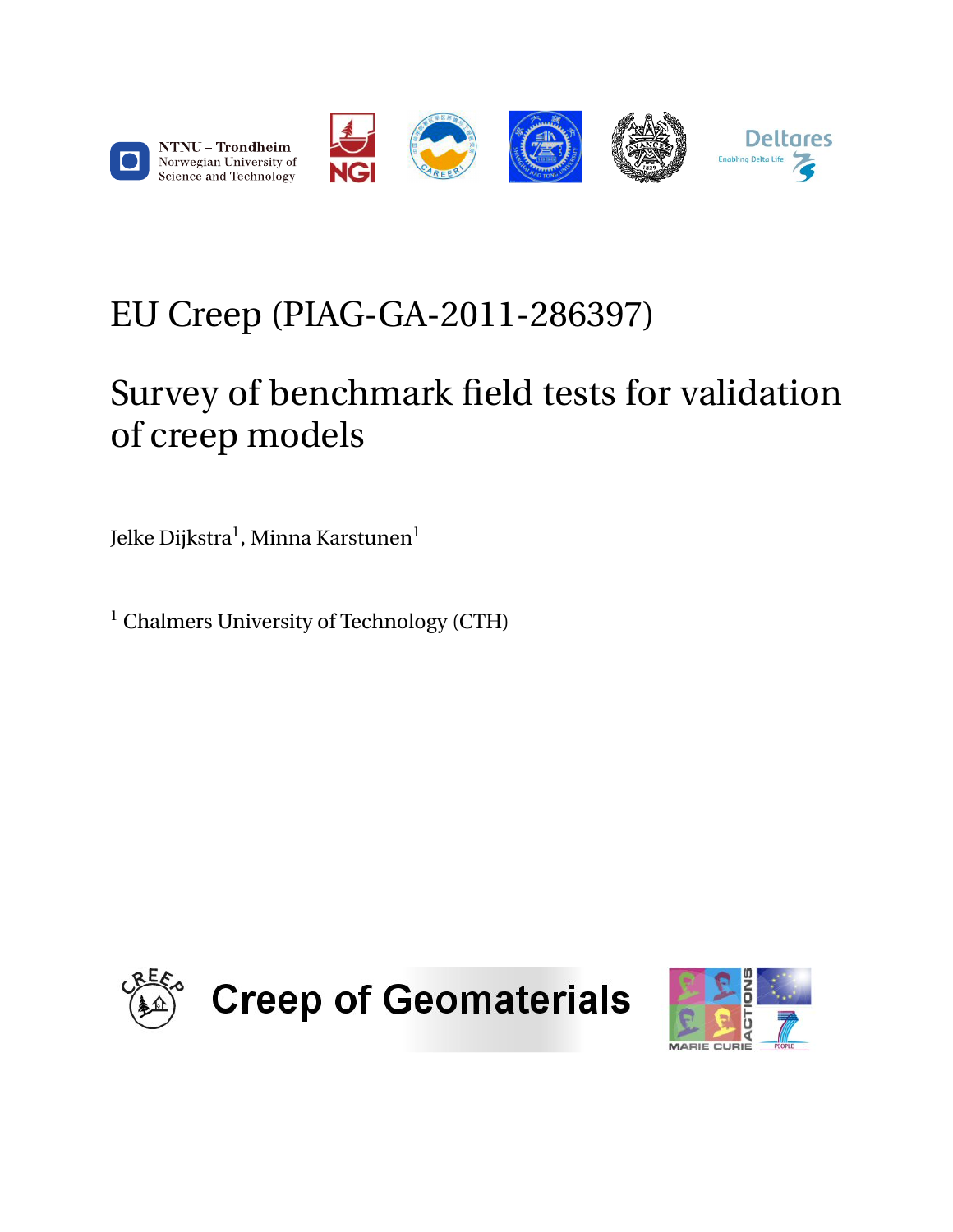NTNU – Trondheim
Norwegian University of Science and Technology

# EU Creep (PIAG-GA-2011-286397)

# Survey of benchmark field tests for validation of creep models

Jelke Dijkstra[1], Minna Karstunen[1]

[1] Chalmers University of Technology (CTH)

Creep of Geomaterials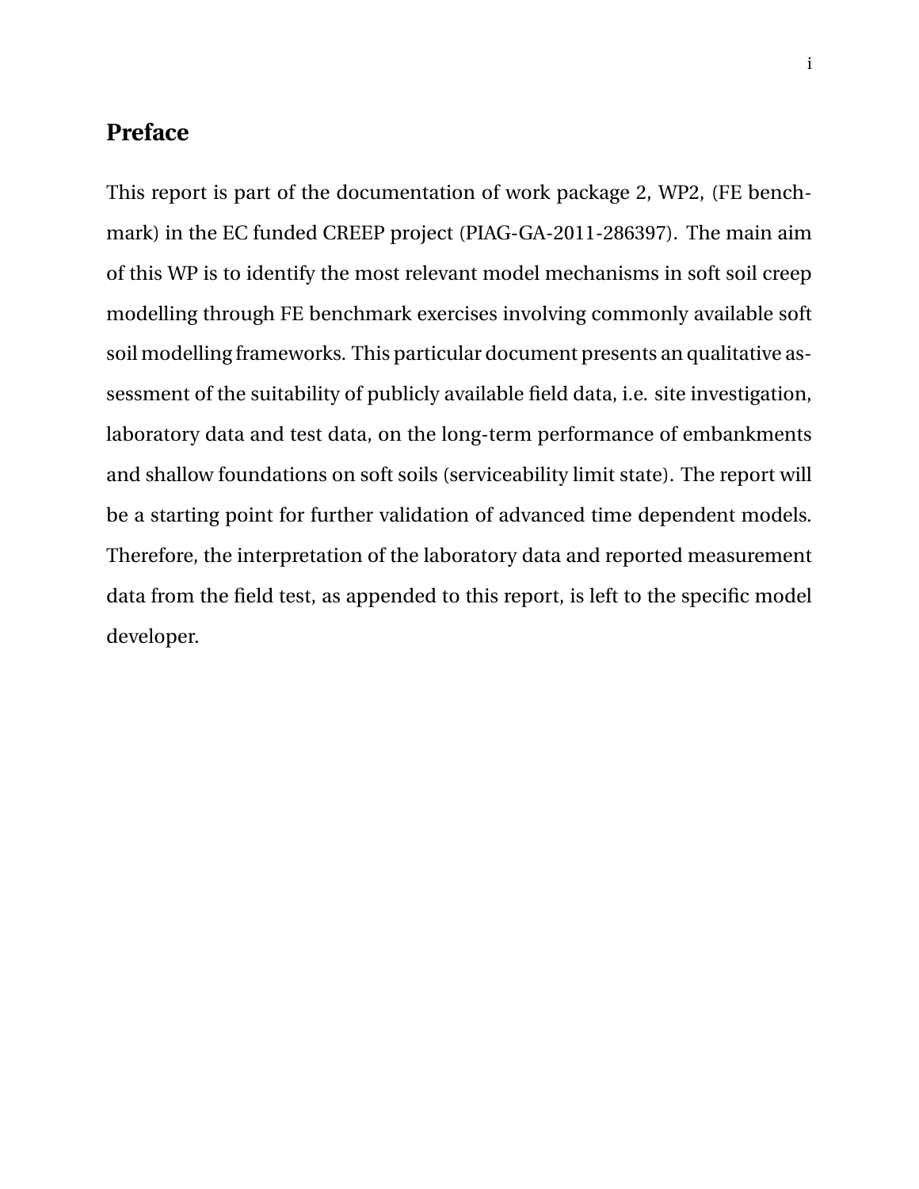## Preface

This report is part of the documentation of work package 2, WP2, (FE benchmark) in the EC funded CREEP project (PIAG-GA-2011-286397). The main aim of this WP is to identify the most relevant model mechanisms in soft soil creep modelling through FE benchmark exercises involving commonly available soft soil modelling frameworks. This particular document presents an qualitative assessment of the suitability of publicly available field data, i.e. site investigation, laboratory data and test data, on the long-term performance of embankments and shallow foundations on soft soils (serviceability limit state). The report will be a starting point for further validation of advanced time dependent models. Therefore, the interpretation of the laboratory data and reported measurement data from the field test, as appended to this report, is left to the specific model developer.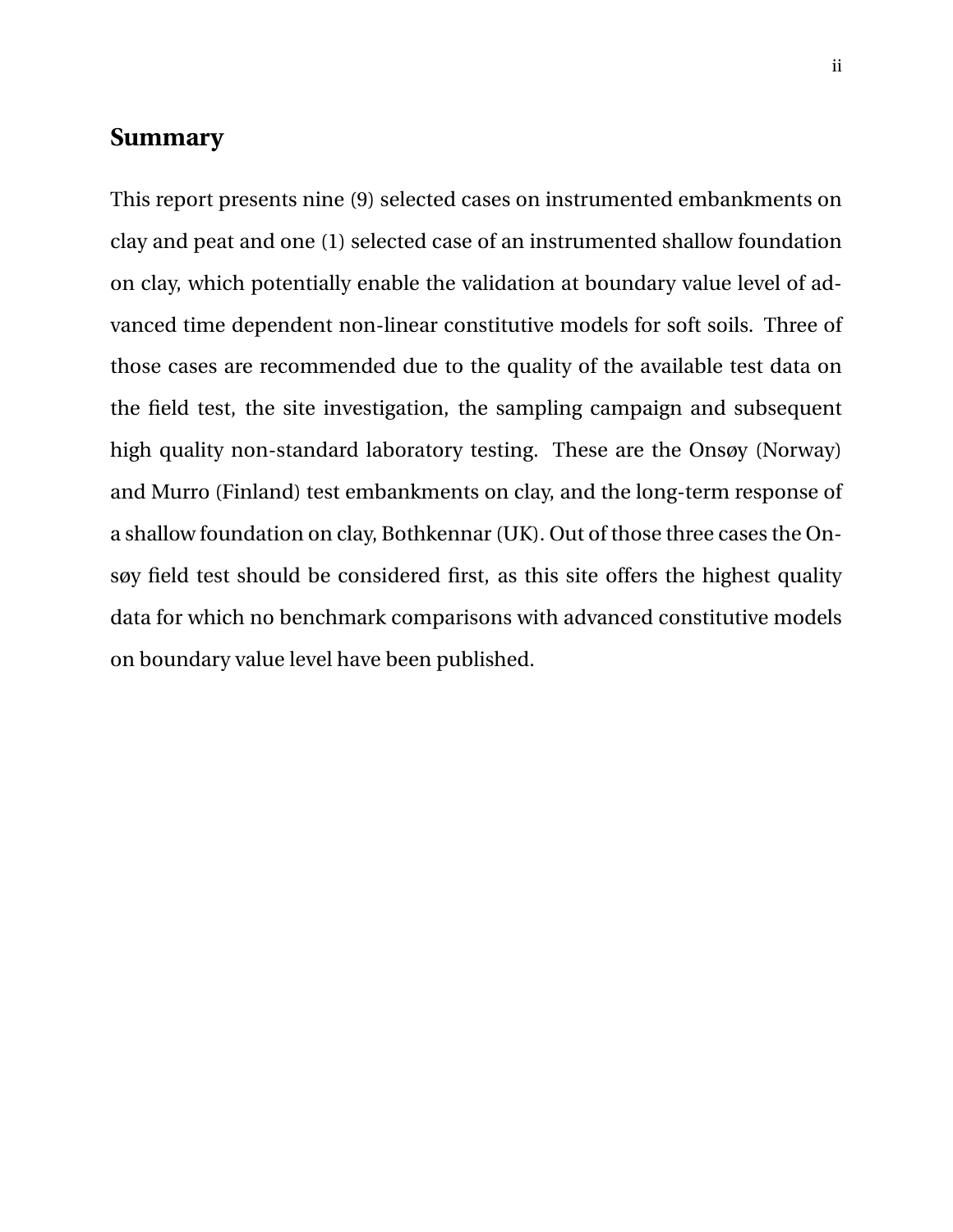## Summary

This report presents nine (9) selected cases on instrumented embankments on clay and peat and one (1) selected case of an instrumented shallow foundation on clay, which potentially enable the validation at boundary value level of advanced time dependent non-linear constitutive models for soft soils. Three of those cases are recommended due to the quality of the available test data on the field test, the site investigation, the sampling campaign and subsequent high quality non-standard laboratory testing. These are the Onsøy (Norway) and Murro (Finland) test embankments on clay, and the long-term response of a shallow foundation on clay, Bothkennar (UK). Out of those three cases the Onsøy field test should be considered first, as this site offers the highest quality data for which no benchmark comparisons with advanced constitutive models on boundary value level have been published.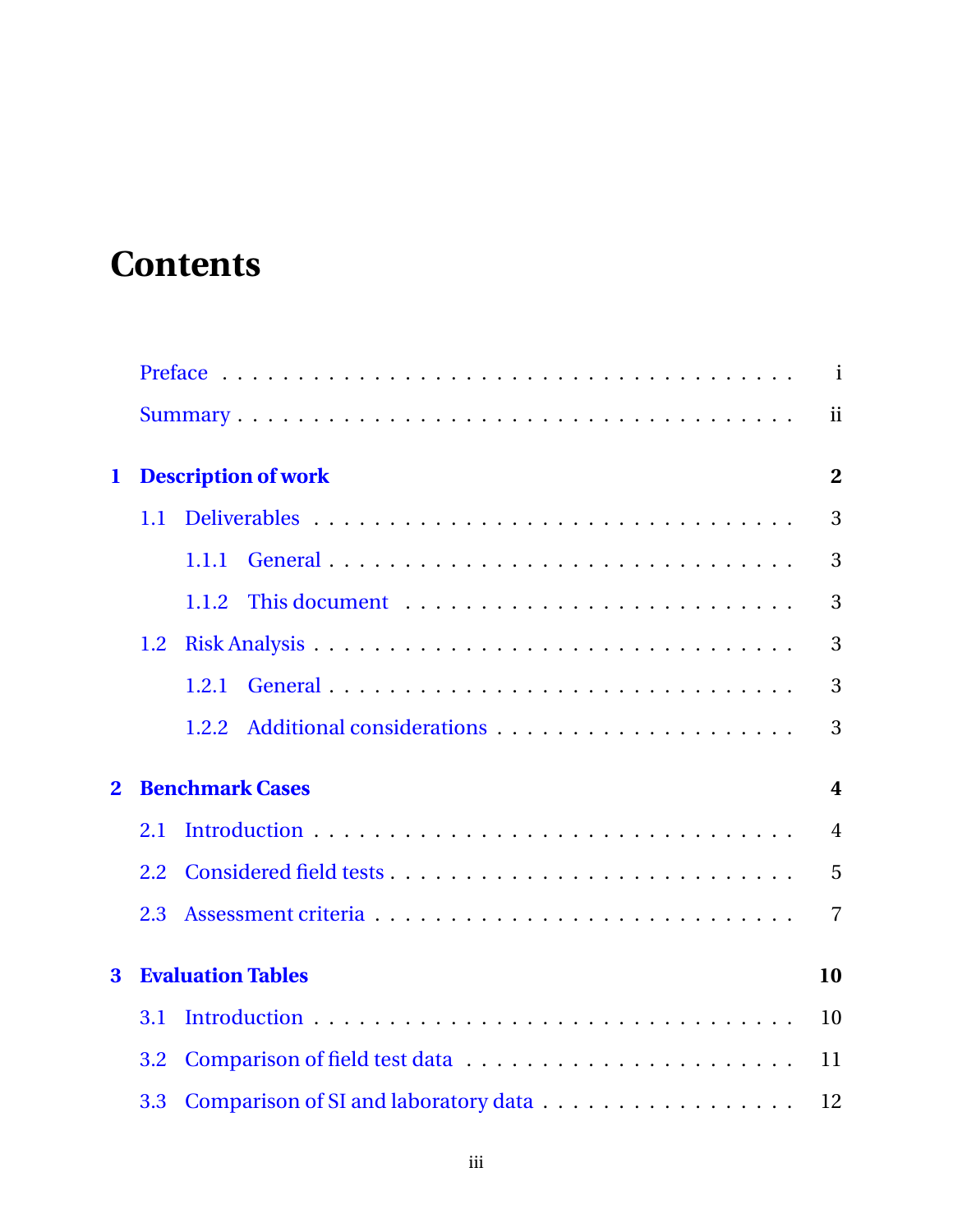# Contents

Preface . . . . . . . . . . . . . . . . . . . . . . . . . . . . . . . . . . . . i

Summary . . . . . . . . . . . . . . . . . . . . . . . . . . . . . . . . . . . . ii

**1 Description of work** **2**

1.1 Deliverables . . . . . . . . . . . . . . . . . . . . . . . . . . . . . . . . 3

1.1.1 General . . . . . . . . . . . . . . . . . . . . . . . . . . . . . . 3

1.1.2 This document . . . . . . . . . . . . . . . . . . . . . . . . . . 3

1.2 Risk Analysis . . . . . . . . . . . . . . . . . . . . . . . . . . . . . . . 3

1.2.1 General . . . . . . . . . . . . . . . . . . . . . . . . . . . . . . 3

1.2.2 Additional considerations . . . . . . . . . . . . . . . . . . . . 3

**2 Benchmark Cases** **4**

2.1 Introduction . . . . . . . . . . . . . . . . . . . . . . . . . . . . . . . . 4

2.2 Considered field tests . . . . . . . . . . . . . . . . . . . . . . . . . . . 5

2.3 Assessment criteria . . . . . . . . . . . . . . . . . . . . . . . . . . . . 7

**3 Evaluation Tables** **10**

3.1 Introduction . . . . . . . . . . . . . . . . . . . . . . . . . . . . . . . . 10

3.2 Comparison of field test data . . . . . . . . . . . . . . . . . . . . . . 11

3.3 Comparison of SI and laboratory data . . . . . . . . . . . . . . . . . 12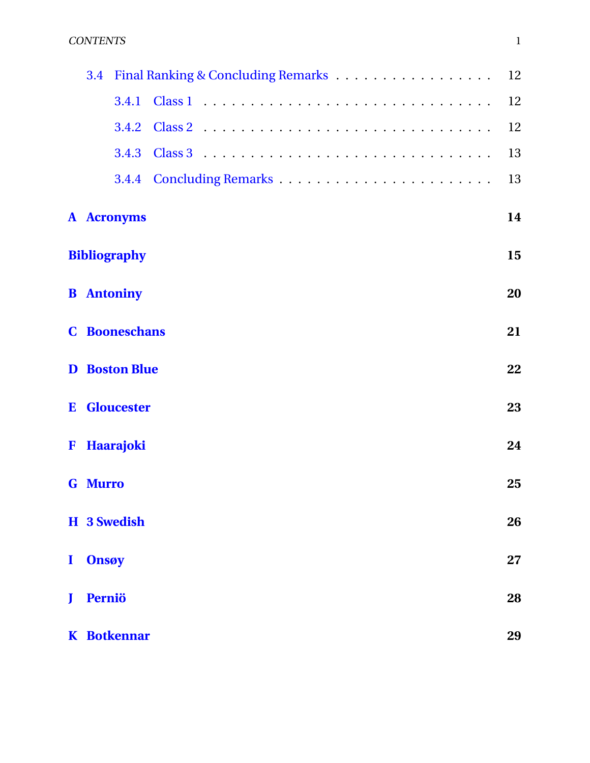- 3.4 Final Ranking & Concluding Remarks . . . . . . . . . . . . . . . . . . 12
  - 3.4.1 Class 1 . . . . . . . . . . . . . . . . . . . . . . . . . . . . . 12
  - 3.4.2 Class 2 . . . . . . . . . . . . . . . . . . . . . . . . . . . . . 12
  - 3.4.3 Class 3 . . . . . . . . . . . . . . . . . . . . . . . . . . . . . 13
  - 3.4.4 Concluding Remarks . . . . . . . . . . . . . . . . . . . . . . . 13

**A Acronyms** **14**

**Bibliography** **15**

**B Antoniny** **20**

**C Booneschans** **21**

**D Boston Blue** **22**

**E Gloucester** **23**

**F Haarajoki** **24**

**G Murro** **25**

**H 3 Swedish** **26**

**I Onsøy** **27**

**J Perniö** **28**

**K Botkennar** **29**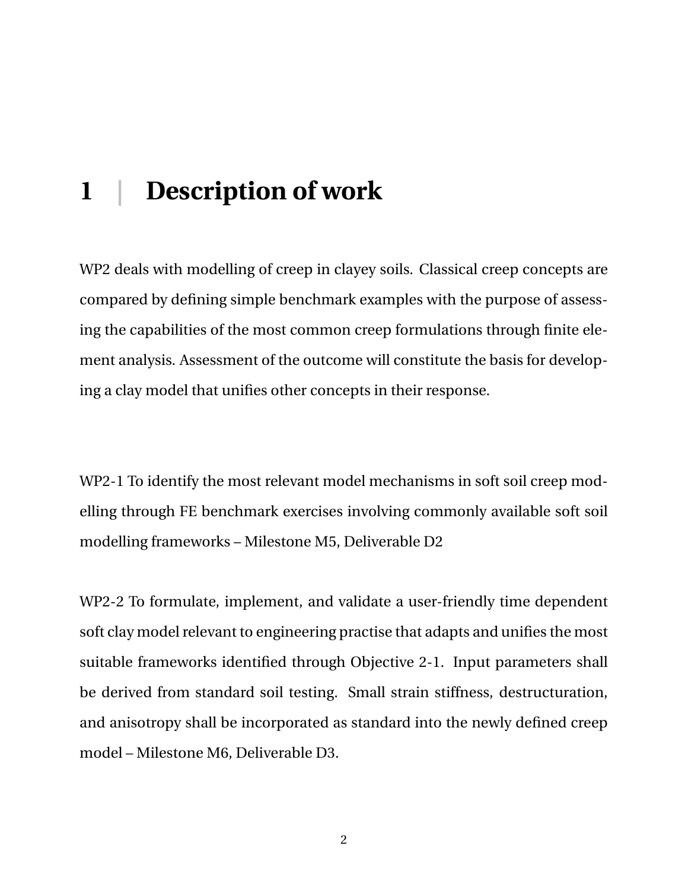# 1 | Description of work

WP2 deals with modelling of creep in clayey soils. Classical creep concepts are compared by defining simple benchmark examples with the purpose of assessing the capabilities of the most common creep formulations through finite element analysis. Assessment of the outcome will constitute the basis for developing a clay model that unifies other concepts in their response.

WP2-1 To identify the most relevant model mechanisms in soft soil creep modelling through FE benchmark exercises involving commonly available soft soil modelling frameworks – Milestone M5, Deliverable D2

WP2-2 To formulate, implement, and validate a user-friendly time dependent soft clay model relevant to engineering practise that adapts and unifies the most suitable frameworks identified through Objective 2-1. Input parameters shall be derived from standard soil testing. Small strain stiffness, destructuration, and anisotropy shall be incorporated as standard into the newly defined creep model – Milestone M6, Deliverable D3.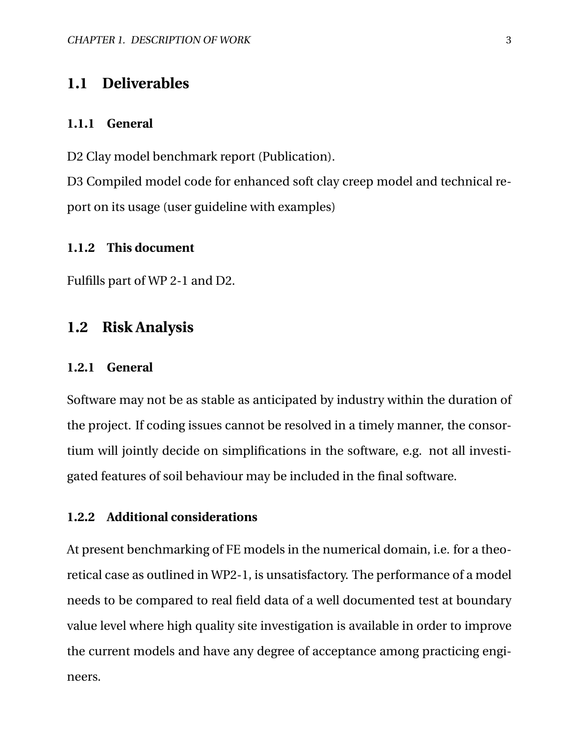## 1.1 Deliverables

### 1.1.1 General

D2 Clay model benchmark report (Publication).
D3 Compiled model code for enhanced soft clay creep model and technical report on its usage (user guideline with examples)

### 1.1.2 This document

Fulfills part of WP 2-1 and D2.

## 1.2 Risk Analysis

### 1.2.1 General

Software may not be as stable as anticipated by industry within the duration of the project. If coding issues cannot be resolved in a timely manner, the consortium will jointly decide on simplifications in the software, e.g. not all investigated features of soil behaviour may be included in the final software.

### 1.2.2 Additional considerations

At present benchmarking of FE models in the numerical domain, i.e. for a theoretical case as outlined in WP2-1, is unsatisfactory. The performance of a model needs to be compared to real field data of a well documented test at boundary value level where high quality site investigation is available in order to improve the current models and have any degree of acceptance among practicing engineers.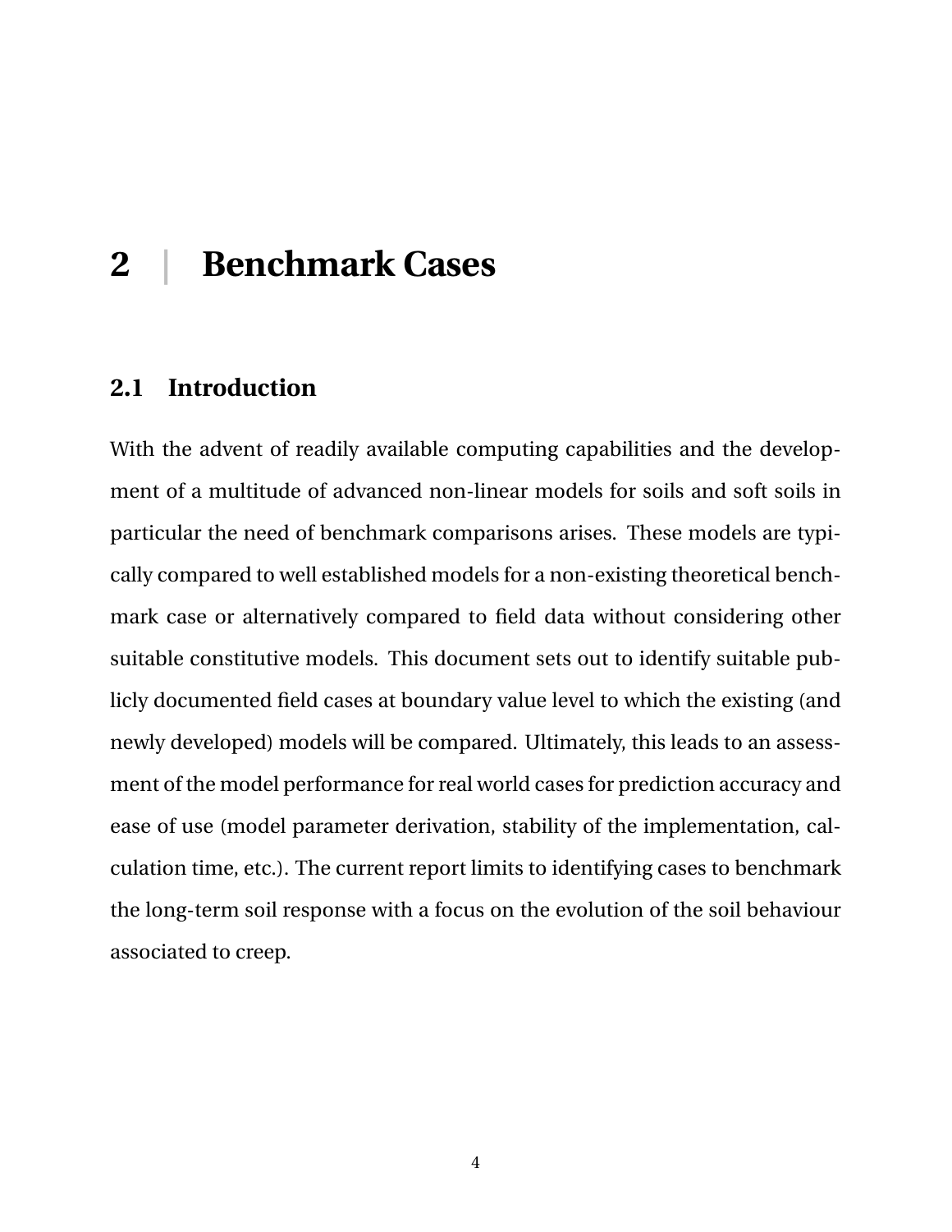# 2 | Benchmark Cases

## 2.1 Introduction

With the advent of readily available computing capabilities and the development of a multitude of advanced non-linear models for soils and soft soils in particular the need of benchmark comparisons arises. These models are typically compared to well established models for a non-existing theoretical benchmark case or alternatively compared to field data without considering other suitable constitutive models. This document sets out to identify suitable publicly documented field cases at boundary value level to which the existing (and newly developed) models will be compared. Ultimately, this leads to an assessment of the model performance for real world cases for prediction accuracy and ease of use (model parameter derivation, stability of the implementation, calculation time, etc.). The current report limits to identifying cases to benchmark the long-term soil response with a focus on the evolution of the soil behaviour associated to creep.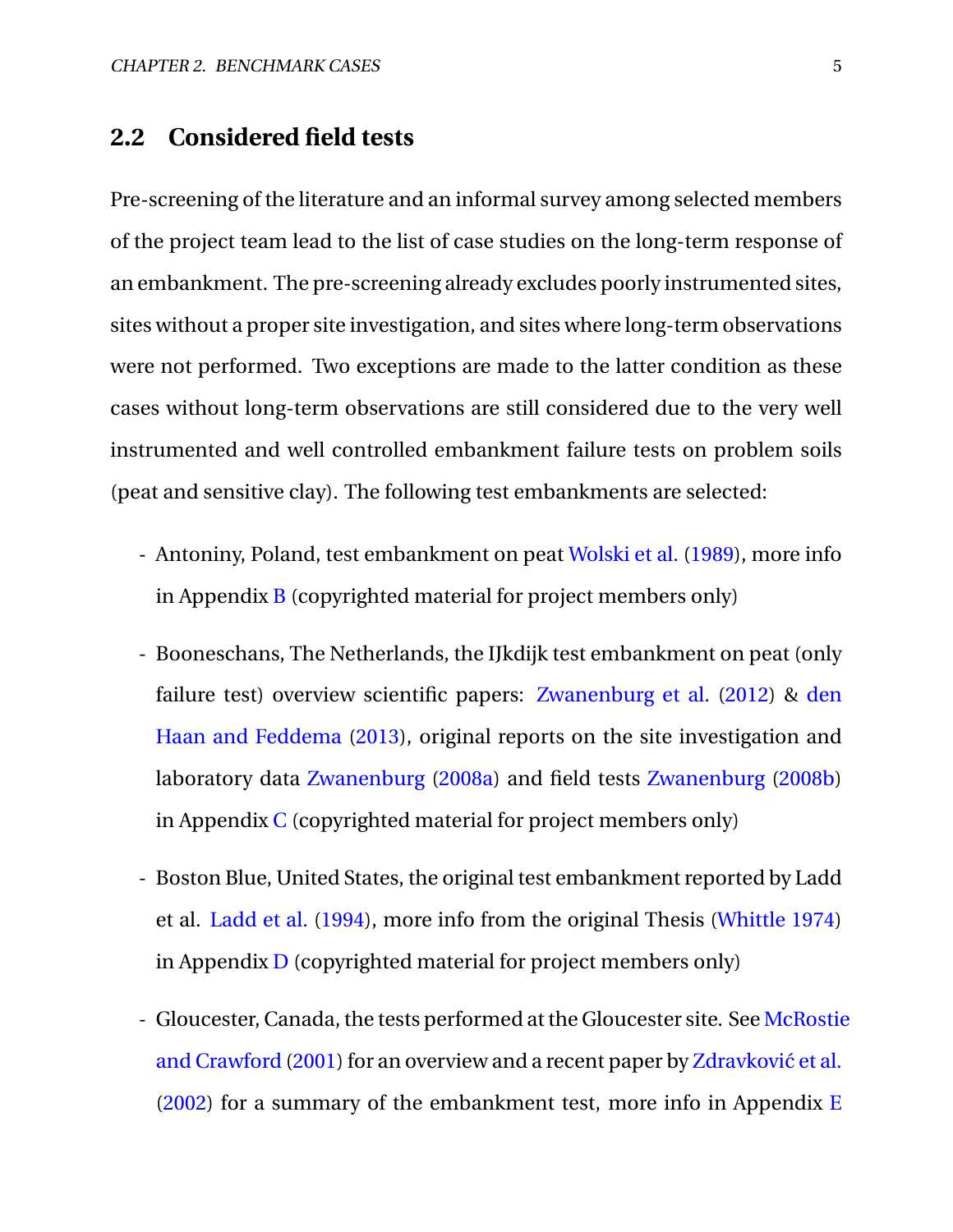## 2.2 Considered field tests

Pre-screening of the literature and an informal survey among selected members of the project team lead to the list of case studies on the long-term response of an embankment. The pre-screening already excludes poorly instrumented sites, sites without a proper site investigation, and sites where long-term observations were not performed. Two exceptions are made to the latter condition as these cases without long-term observations are still considered due to the very well instrumented and well controlled embankment failure tests on problem soils (peat and sensitive clay). The following test embankments are selected:

- Antoniny, Poland, test embankment on peat Wolski et al. (1989), more info in Appendix B (copyrighted material for project members only)

- Booneschans, The Netherlands, the IJkdijk test embankment on peat (only failure test) overview scientific papers: Zwanenburg et al. (2012) & den Haan and Feddema (2013), original reports on the site investigation and laboratory data Zwanenburg (2008a) and field tests Zwanenburg (2008b) in Appendix C (copyrighted material for project members only)

- Boston Blue, United States, the original test embankment reported by Ladd et al. Ladd et al. (1994), more info from the original Thesis (Whittle 1974) in Appendix D (copyrighted material for project members only)

- Gloucester, Canada, the tests performed at the Gloucester site. See McRostie and Crawford (2001) for an overview and a recent paper by Zdravković et al. (2002) for a summary of the embankment test, more info in Appendix E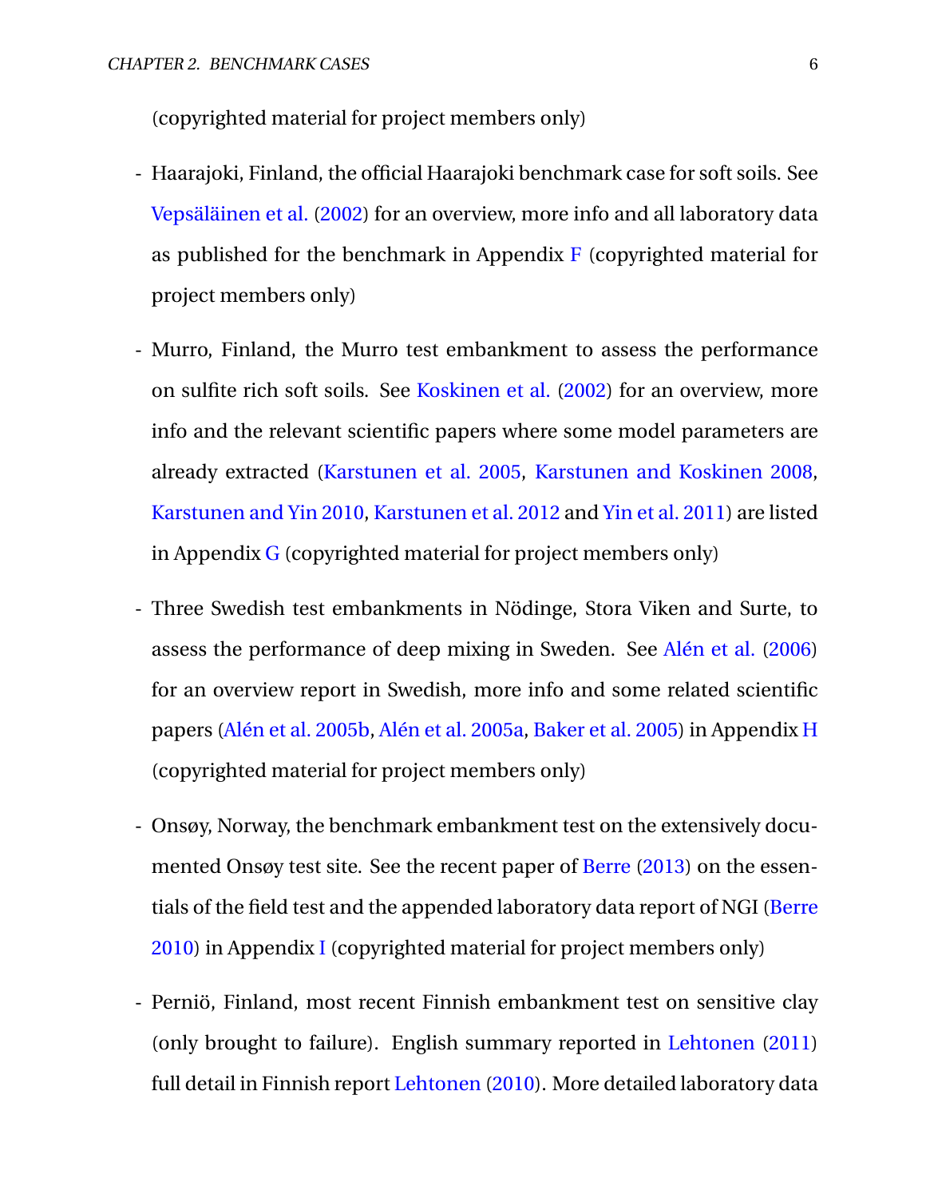(copyrighted material for project members only)

- Haarajoki, Finland, the official Haarajoki benchmark case for soft soils. See Vepsäläinen et al. (2002) for an overview, more info and all laboratory data as published for the benchmark in Appendix F (copyrighted material for project members only)

- Murro, Finland, the Murro test embankment to assess the performance on sulfite rich soft soils. See Koskinen et al. (2002) for an overview, more info and the relevant scientific papers where some model parameters are already extracted (Karstunen et al. 2005, Karstunen and Koskinen 2008, Karstunen and Yin 2010, Karstunen et al. 2012 and Yin et al. 2011) are listed in Appendix G (copyrighted material for project members only)

- Three Swedish test embankments in Nödinge, Stora Viken and Surte, to assess the performance of deep mixing in Sweden. See Alén et al. (2006) for an overview report in Swedish, more info and some related scientific papers (Alén et al. 2005b, Alén et al. 2005a, Baker et al. 2005) in Appendix H (copyrighted material for project members only)

- Onsøy, Norway, the benchmark embankment test on the extensively documented Onsøy test site. See the recent paper of Berre (2013) on the essentials of the field test and the appended laboratory data report of NGI (Berre 2010) in Appendix I (copyrighted material for project members only)

- Perniö, Finland, most recent Finnish embankment test on sensitive clay (only brought to failure). English summary reported in Lehtonen (2011) full detail in Finnish report Lehtonen (2010). More detailed laboratory data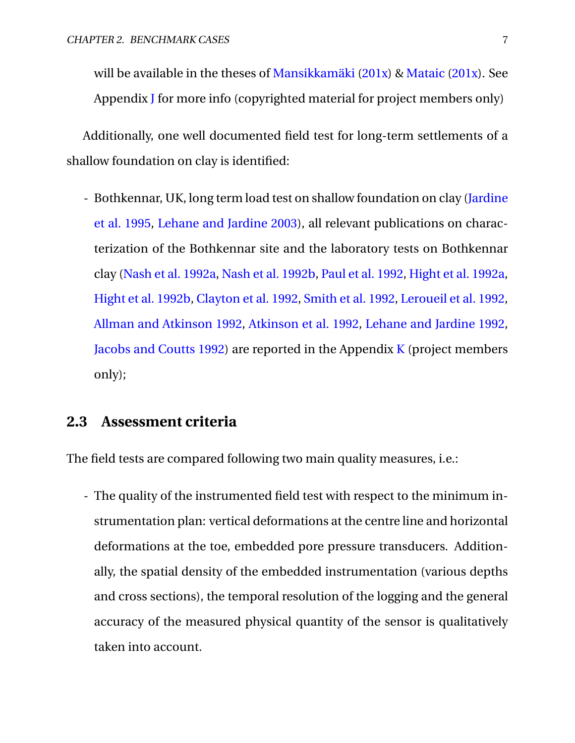will be available in the theses of Mansikkamäki (201x) & Mataic (201x). See Appendix J for more info (copyrighted material for project members only)

Additionally, one well documented field test for long-term settlements of a shallow foundation on clay is identified:

- Bothkennar, UK, long term load test on shallow foundation on clay (Jardine et al. 1995, Lehane and Jardine 2003), all relevant publications on characterization of the Bothkennar site and the laboratory tests on Bothkennar clay (Nash et al. 1992a, Nash et al. 1992b, Paul et al. 1992, Hight et al. 1992a, Hight et al. 1992b, Clayton et al. 1992, Smith et al. 1992, Leroueil et al. 1992, Allman and Atkinson 1992, Atkinson et al. 1992, Lehane and Jardine 1992, Jacobs and Coutts 1992) are reported in the Appendix K (project members only);

## 2.3 Assessment criteria

The field tests are compared following two main quality measures, i.e.:

- The quality of the instrumented field test with respect to the minimum instrumentation plan: vertical deformations at the centre line and horizontal deformations at the toe, embedded pore pressure transducers. Additionally, the spatial density of the embedded instrumentation (various depths and cross sections), the temporal resolution of the logging and the general accuracy of the measured physical quantity of the sensor is qualitatively taken into account.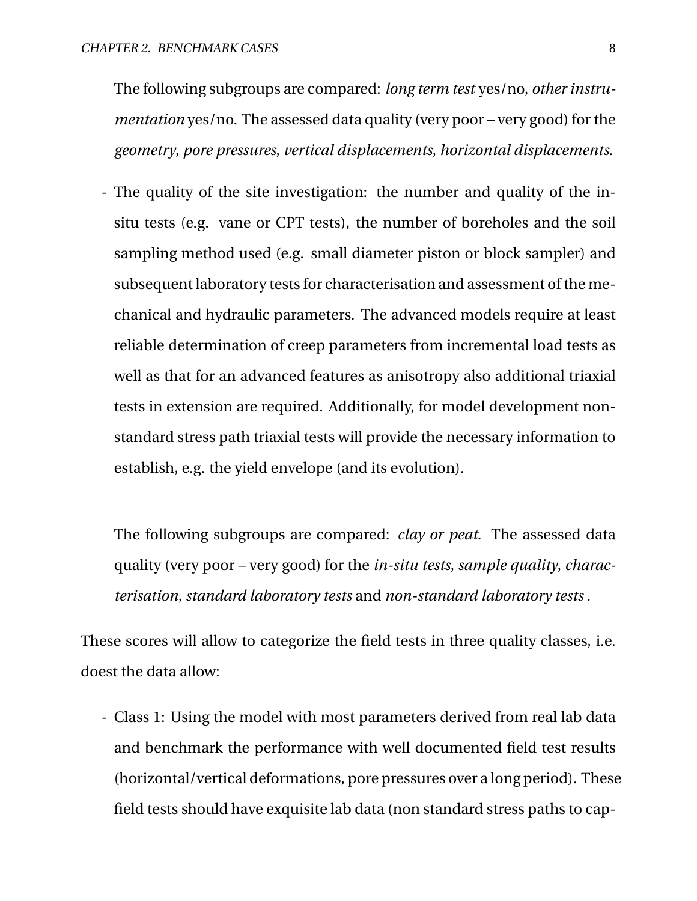The following subgroups are compared: *long term test* yes/no, *other instrumentation* yes/no. The assessed data quality (very poor – very good) for the *geometry*, *pore pressures*, *vertical displacements*, *horizontal displacements*.

- The quality of the site investigation: the number and quality of the in-situ tests (e.g. vane or CPT tests), the number of boreholes and the soil sampling method used (e.g. small diameter piston or block sampler) and subsequent laboratory tests for characterisation and assessment of the mechanical and hydraulic parameters. The advanced models require at least reliable determination of creep parameters from incremental load tests as well as that for an advanced features as anisotropy also additional triaxial tests in extension are required. Additionally, for model development non-standard stress path triaxial tests will provide the necessary information to establish, e.g. the yield envelope (and its evolution).

  The following subgroups are compared: *clay or peat*. The assessed data quality (very poor – very good) for the *in-situ tests*, *sample quality*, *characterisation*, *standard laboratory tests* and *non-standard laboratory tests* .

These scores will allow to categorize the field tests in three quality classes, i.e. doest the data allow:

- Class 1: Using the model with most parameters derived from real lab data and benchmark the performance with well documented field test results (horizontal/vertical deformations, pore pressures over a long period). These field tests should have exquisite lab data (non standard stress paths to cap-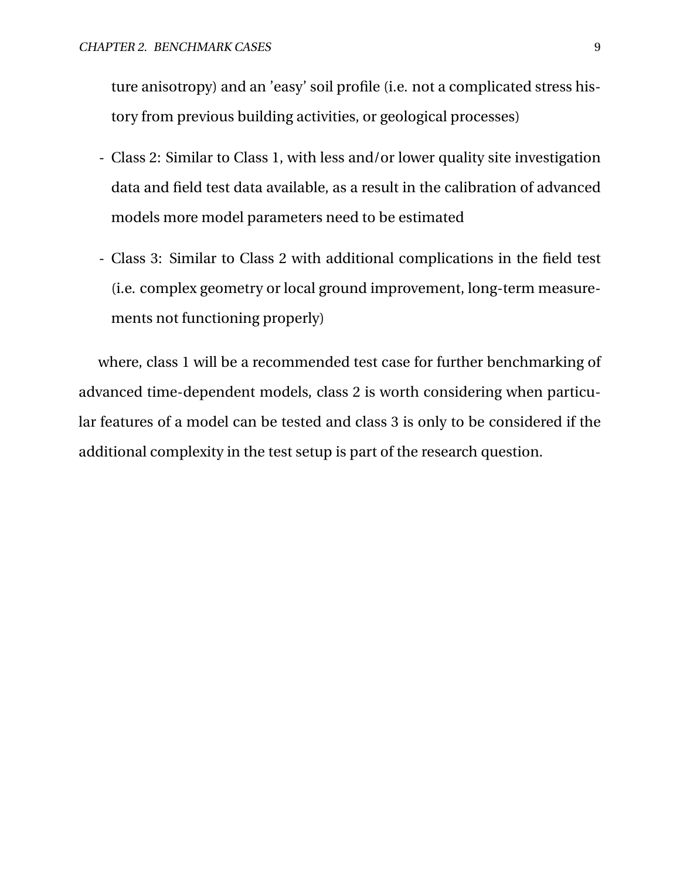ture anisotropy) and an 'easy' soil profile (i.e. not a complicated stress history from previous building activities, or geological processes)

- Class 2: Similar to Class 1, with less and/or lower quality site investigation data and field test data available, as a result in the calibration of advanced models more model parameters need to be estimated
- Class 3: Similar to Class 2 with additional complications in the field test (i.e. complex geometry or local ground improvement, long-term measurements not functioning properly)

where, class 1 will be a recommended test case for further benchmarking of advanced time-dependent models, class 2 is worth considering when particular features of a model can be tested and class 3 is only to be considered if the additional complexity in the test setup is part of the research question.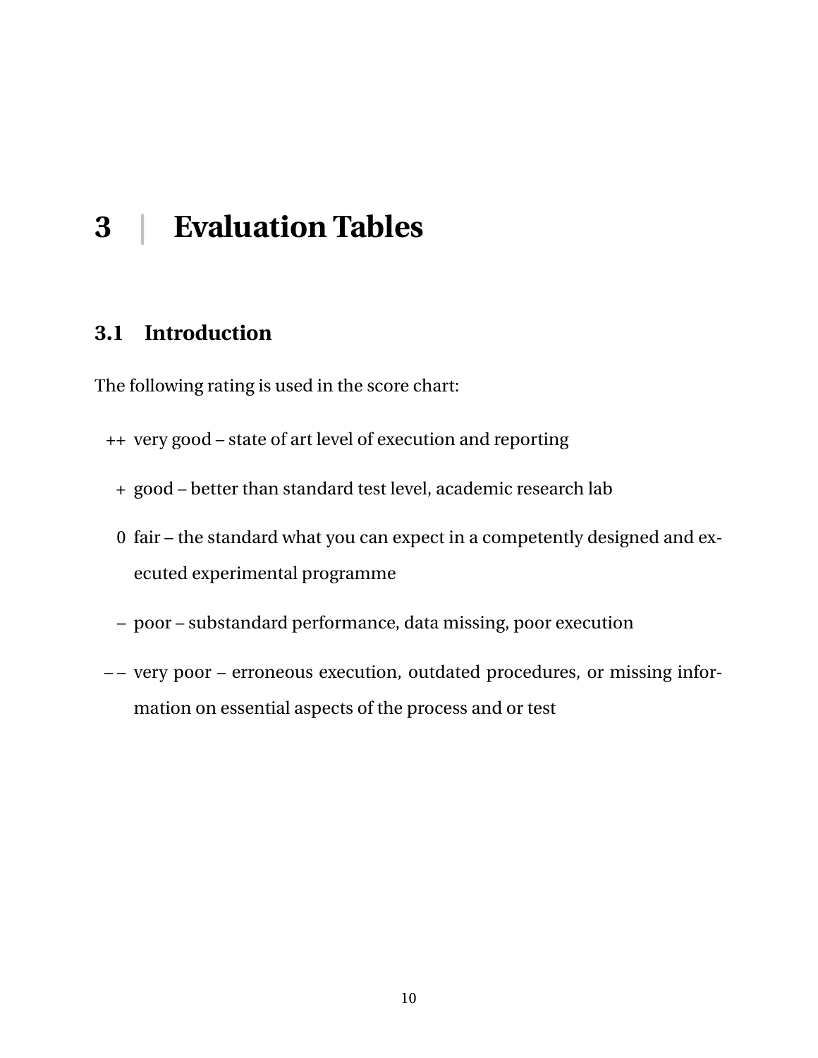# 3 | Evaluation Tables

## 3.1 Introduction

The following rating is used in the score chart:

- ++ very good – state of art level of execution and reporting
- + good – better than standard test level, academic research lab
- 0 fair – the standard what you can expect in a competently designed and executed experimental programme
- – poor – substandard performance, data missing, poor execution
- – – very poor – erroneous execution, outdated procedures, or missing information on essential aspects of the process and or test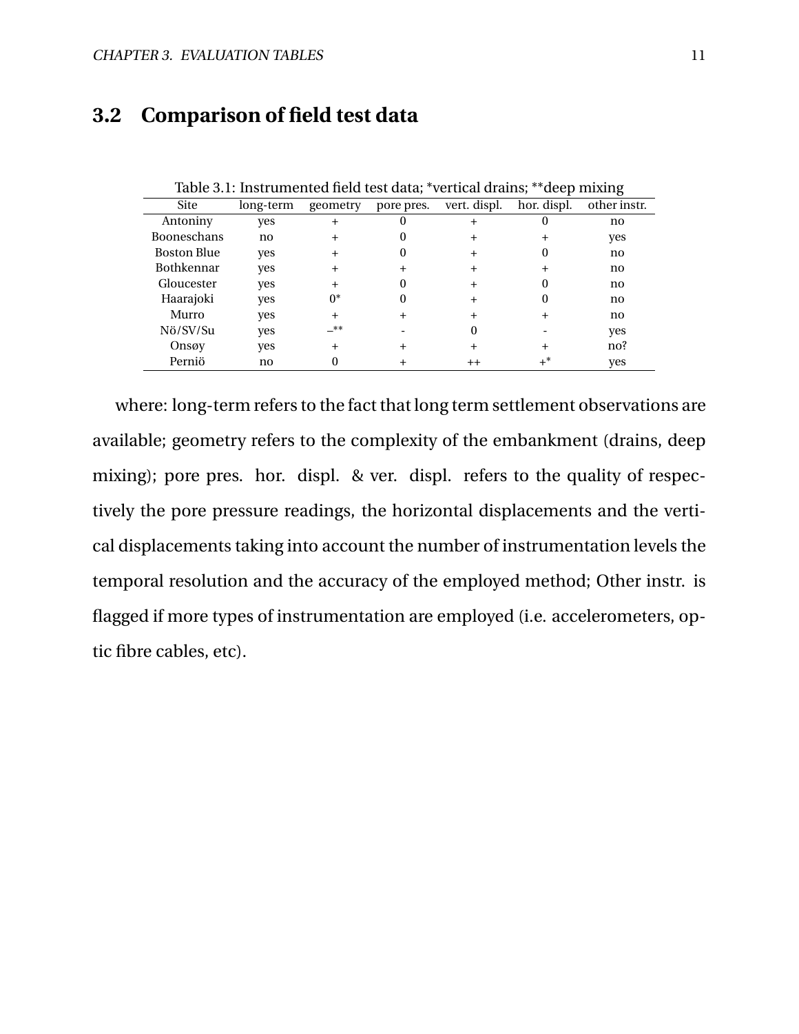## 3.2 Comparison of field test data

Table 3.1: Instrumented field test data; *vertical drains; **deep mixing

| Site | long-term | geometry | pore pres. | vert. displ. | hor. displ. | other instr. |
|---|---|---|---|---|---|---|
| Antoniny | yes | + | 0 | + | 0 | no |
| Booneschans | no | + | 0 | + | + | yes |
| Boston Blue | yes | + | 0 | + | 0 | no |
| Bothkennar | yes | + | + | + | + | no |
| Gloucester | yes | + | 0 | + | 0 | no |
| Haarajoki | yes | 0* | 0 | + | 0 | no |
| Murro | yes | + | + | + | + | no |
| Nö/SV/Su | yes | –** | - | 0 | - | yes |
| Onsøy | yes | + | + | + | + | no? |
| Perniö | no | 0 | + | ++ | +* | yes |

where: long-term refers to the fact that long term settlement observations are available; geometry refers to the complexity of the embankment (drains, deep mixing); pore pres. hor. displ. & ver. displ. refers to the quality of respectively the pore pressure readings, the horizontal displacements and the vertical displacements taking into account the number of instrumentation levels the temporal resolution and the accuracy of the employed method; Other instr. is flagged if more types of instrumentation are employed (i.e. accelerometers, optic fibre cables, etc).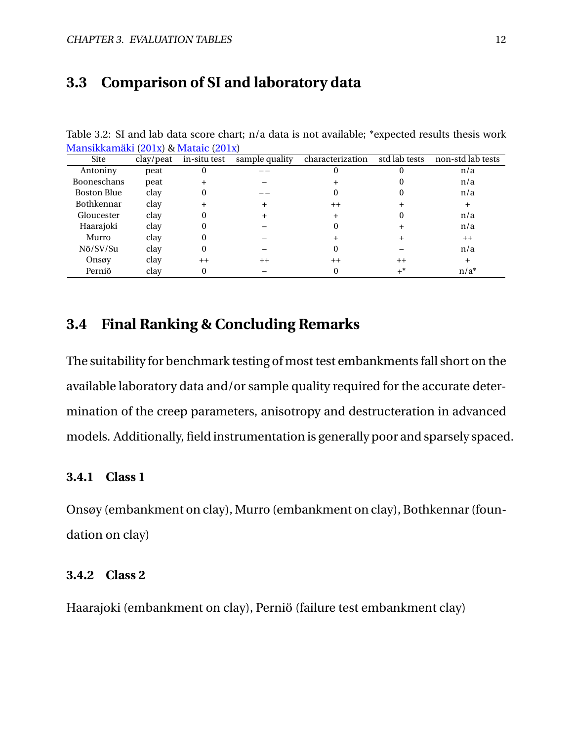## 3.3 Comparison of SI and laboratory data

Table 3.2: SI and lab data score chart; n/a data is not available; *expected results thesis work Mansikkamäki (201x) & Mataic (201x)

| Site | clay/peat | in-situ test | sample quality | characterization | std lab tests | non-std lab tests |
|---|---|---|---|---|---|---|
| Antoniny | peat | 0 | −− | 0 | 0 | n/a |
| Booneschans | peat | + | − | + | 0 | n/a |
| Boston Blue | clay | 0 | −− | 0 | 0 | n/a |
| Bothkennar | clay | + | + | ++ | + | + |
| Gloucester | clay | 0 | + | + | 0 | n/a |
| Haarajoki | clay | 0 | − | 0 | + | n/a |
| Murro | clay | 0 | − | + | + | ++ |
| Nö/SV/Su | clay | 0 | − | 0 | − | n/a |
| Onsøy | clay | ++ | ++ | ++ | ++ | + |
| Perniö | clay | 0 | − | 0 | +* | n/a* |

## 3.4 Final Ranking & Concluding Remarks

The suitability for benchmark testing of most test embankments fall short on the available laboratory data and/or sample quality required for the accurate determination of the creep parameters, anisotropy and destructeration in advanced models. Additionally, field instrumentation is generally poor and sparsely spaced.

### 3.4.1 Class 1

Onsøy (embankment on clay), Murro (embankment on clay), Bothkennar (foundation on clay)

### 3.4.2 Class 2

Haarajoki (embankment on clay), Perniö (failure test embankment clay)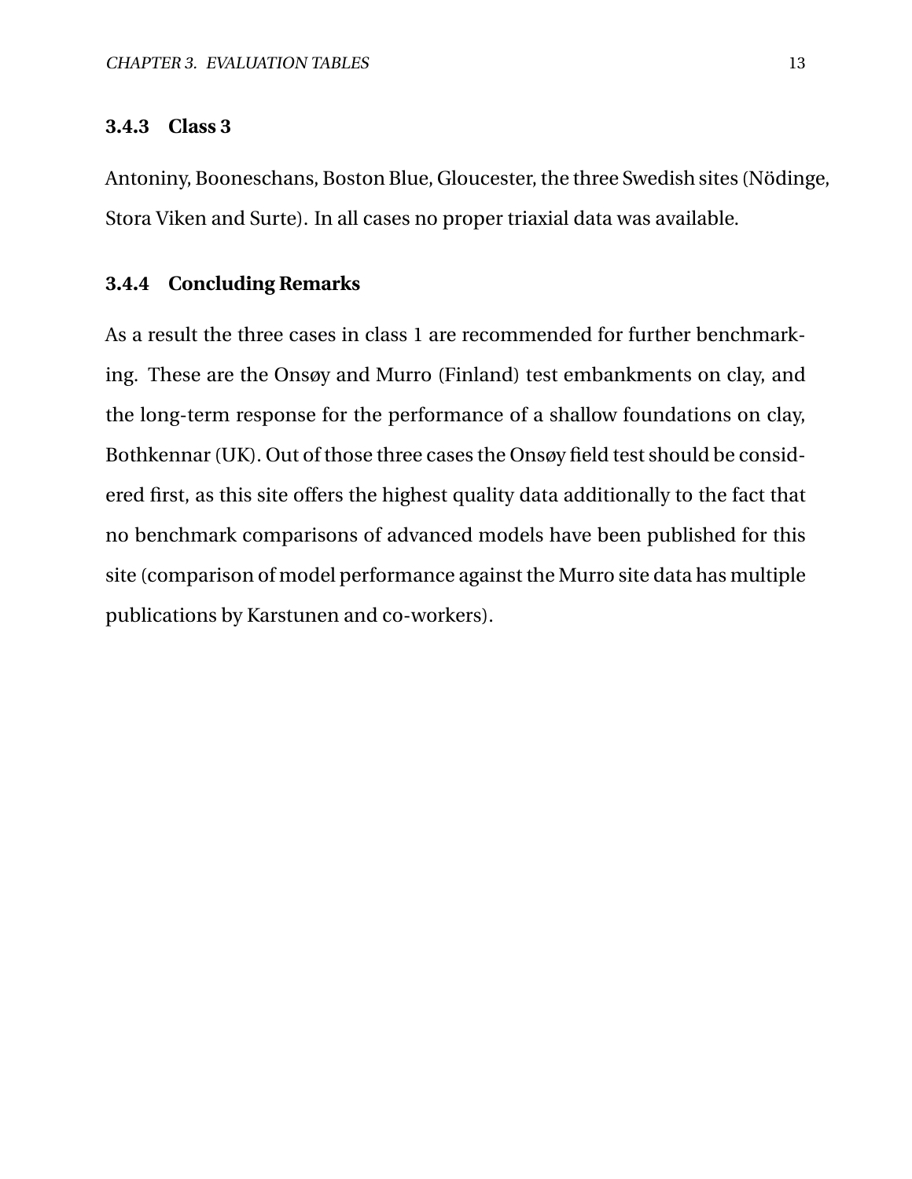### 3.4.3 Class 3

Antoniny, Booneschans, Boston Blue, Gloucester, the three Swedish sites (Nödinge, Stora Viken and Surte). In all cases no proper triaxial data was available.

### 3.4.4 Concluding Remarks

As a result the three cases in class 1 are recommended for further benchmarking. These are the Onsøy and Murro (Finland) test embankments on clay, and the long-term response for the performance of a shallow foundations on clay, Bothkennar (UK). Out of those three cases the Onsøy field test should be considered first, as this site offers the highest quality data additionally to the fact that no benchmark comparisons of advanced models have been published for this site (comparison of model performance against the Murro site data has multiple publications by Karstunen and co-workers).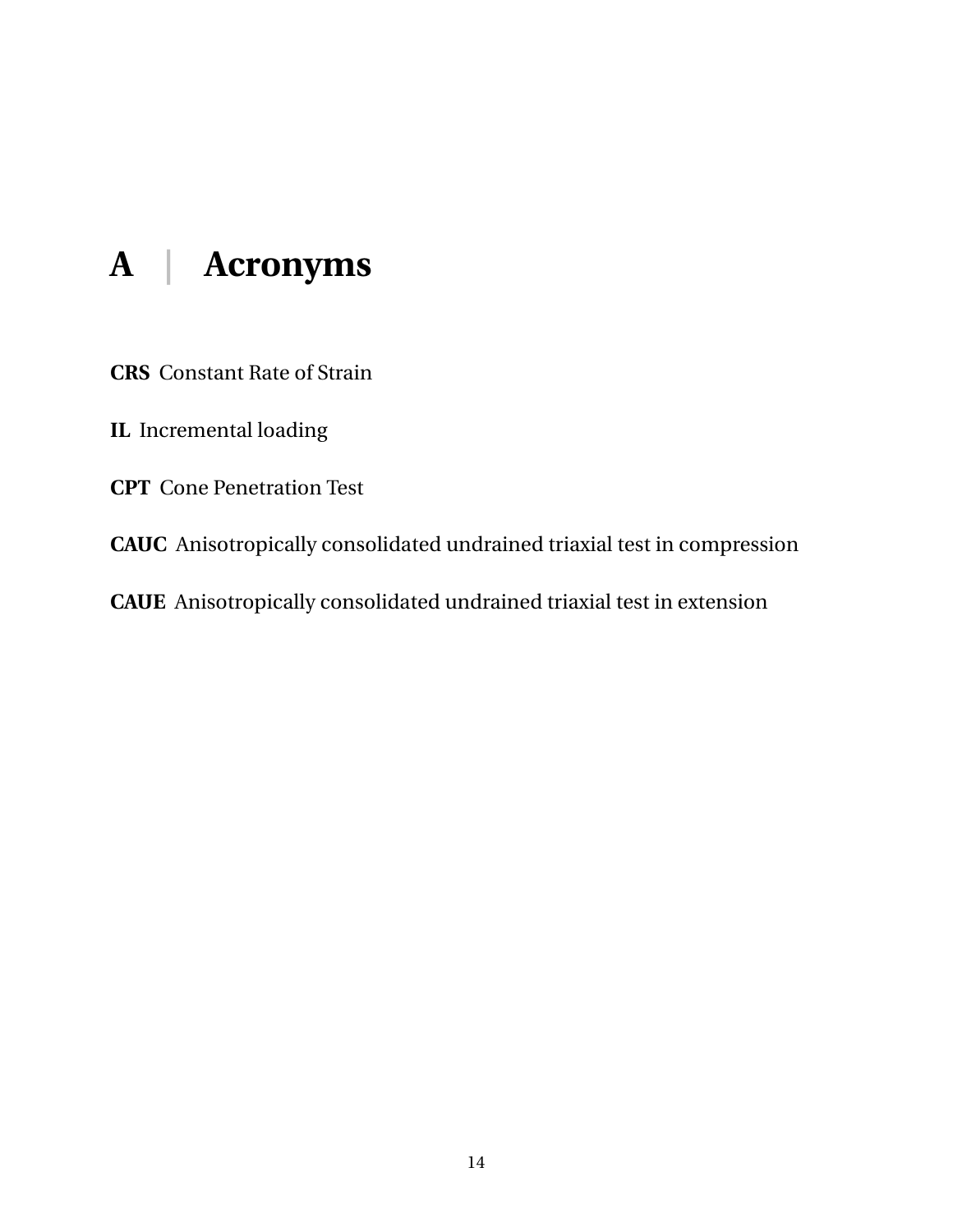# A | Acronyms

**CRS** Constant Rate of Strain

**IL** Incremental loading

**CPT** Cone Penetration Test

**CAUC** Anisotropically consolidated undrained triaxial test in compression

**CAUE** Anisotropically consolidated undrained triaxial test in extension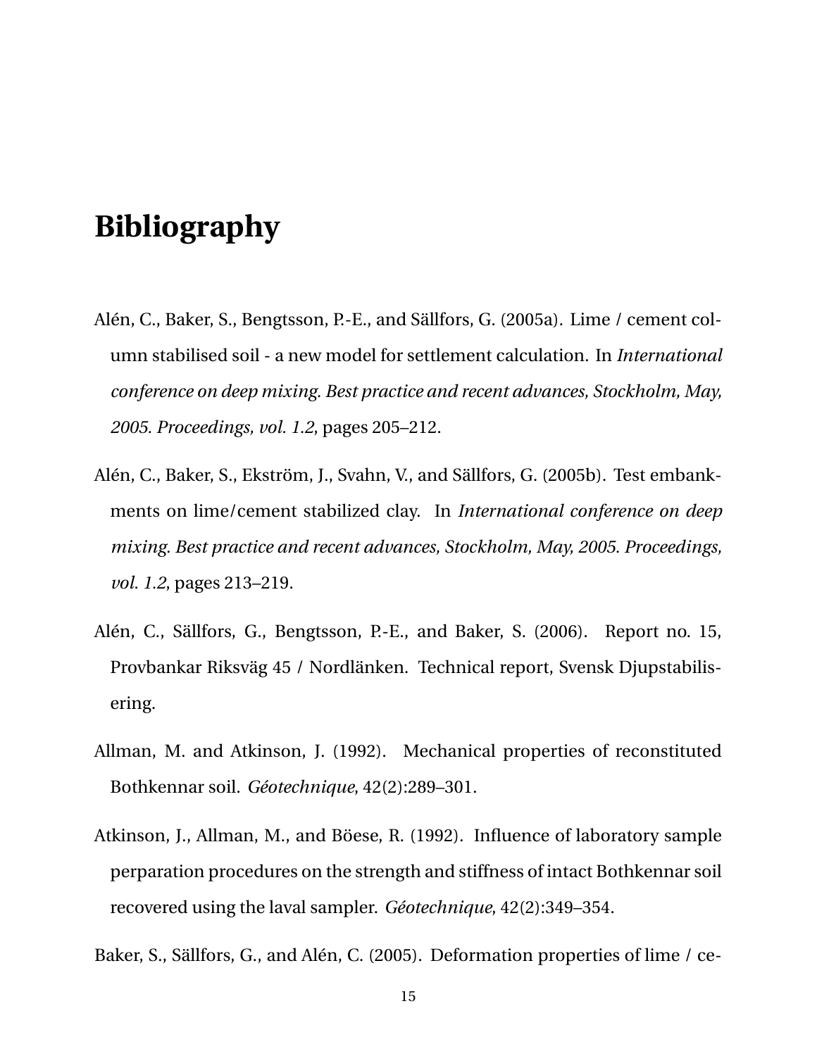# Bibliography

Alén, C., Baker, S., Bengtsson, P.-E., and Sällfors, G. (2005a). Lime / cement column stabilised soil - a new model for settlement calculation. In *International conference on deep mixing. Best practice and recent advances, Stockholm, May, 2005. Proceedings, vol. 1.2*, pages 205–212.

Alén, C., Baker, S., Ekström, J., Svahn, V., and Sällfors, G. (2005b). Test embankments on lime/cement stabilized clay. In *International conference on deep mixing. Best practice and recent advances, Stockholm, May, 2005. Proceedings, vol. 1.2*, pages 213–219.

Alén, C., Sällfors, G., Bengtsson, P.-E., and Baker, S. (2006). Report no. 15, Provbankar Riksväg 45 / Nordlänken. Technical report, Svensk Djupstabilisering.

Allman, M. and Atkinson, J. (1992). Mechanical properties of reconstituted Bothkennar soil. *Géotechnique*, 42(2):289–301.

Atkinson, J., Allman, M., and Böese, R. (1992). Influence of laboratory sample perparation procedures on the strength and stiffness of intact Bothkennar soil recovered using the laval sampler. *Géotechnique*, 42(2):349–354.

Baker, S., Sällfors, G., and Alén, C. (2005). Deformation properties of lime / ce-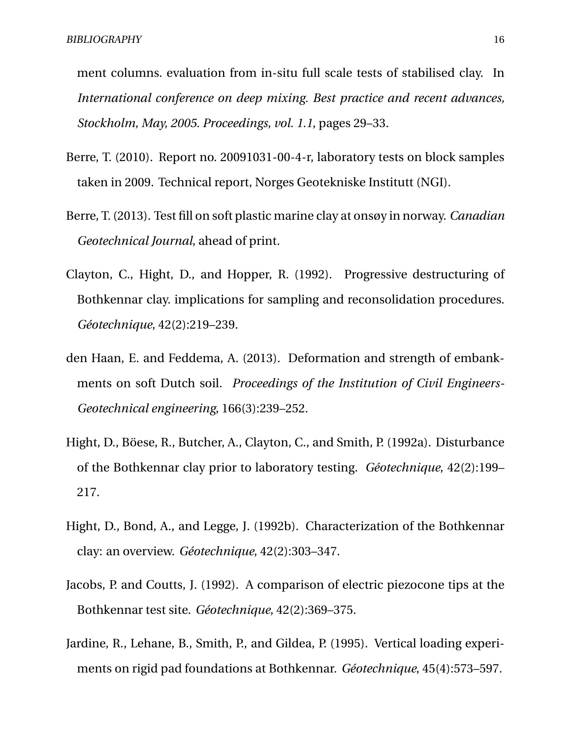ment columns. evaluation from in-situ full scale tests of stabilised clay. In *International conference on deep mixing. Best practice and recent advances, Stockholm, May, 2005. Proceedings, vol. 1.1*, pages 29–33.

Berre, T. (2010). Report no. 20091031-00-4-r, laboratory tests on block samples taken in 2009. Technical report, Norges Geotekniske Institutt (NGI).

Berre, T. (2013). Test fill on soft plastic marine clay at onsøy in norway. *Canadian Geotechnical Journal*, ahead of print.

Clayton, C., Hight, D., and Hopper, R. (1992). Progressive destructuring of Bothkennar clay. implications for sampling and reconsolidation procedures. *Géotechnique*, 42(2):219–239.

den Haan, E. and Feddema, A. (2013). Deformation and strength of embankments on soft Dutch soil. *Proceedings of the Institution of Civil Engineers-Geotechnical engineering*, 166(3):239–252.

Hight, D., Böese, R., Butcher, A., Clayton, C., and Smith, P. (1992a). Disturbance of the Bothkennar clay prior to laboratory testing. *Géotechnique*, 42(2):199–217.

Hight, D., Bond, A., and Legge, J. (1992b). Characterization of the Bothkennar clay: an overview. *Géotechnique*, 42(2):303–347.

Jacobs, P. and Coutts, J. (1992). A comparison of electric piezocone tips at the Bothkennar test site. *Géotechnique*, 42(2):369–375.

Jardine, R., Lehane, B., Smith, P., and Gildea, P. (1995). Vertical loading experiments on rigid pad foundations at Bothkennar. *Géotechnique*, 45(4):573–597.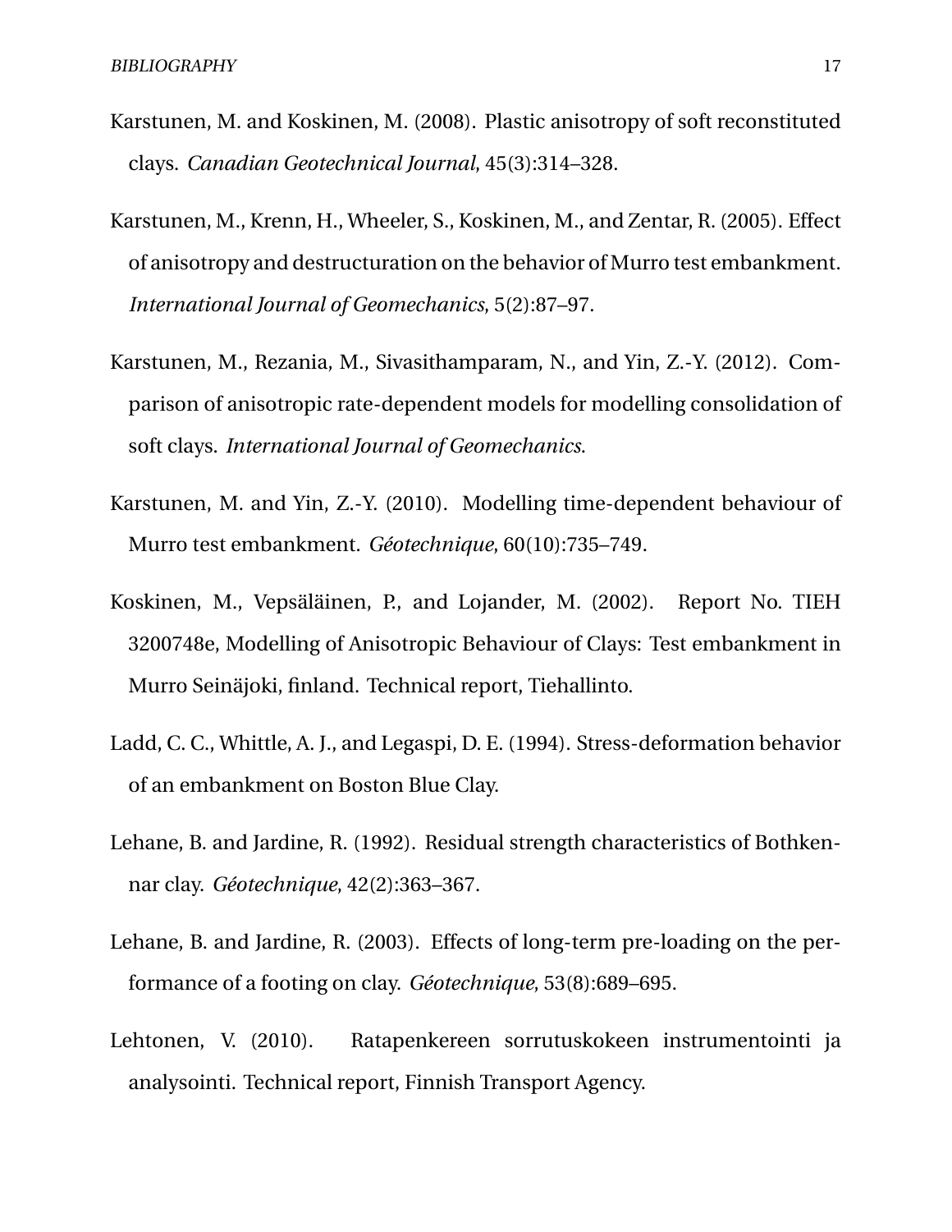Karstunen, M. and Koskinen, M. (2008). Plastic anisotropy of soft reconstituted clays. *Canadian Geotechnical Journal*, 45(3):314–328.

Karstunen, M., Krenn, H., Wheeler, S., Koskinen, M., and Zentar, R. (2005). Effect of anisotropy and destructuration on the behavior of Murro test embankment. *International Journal of Geomechanics*, 5(2):87–97.

Karstunen, M., Rezania, M., Sivasithamparam, N., and Yin, Z.-Y. (2012). Comparison of anisotropic rate-dependent models for modelling consolidation of soft clays. *International Journal of Geomechanics*.

Karstunen, M. and Yin, Z.-Y. (2010). Modelling time-dependent behaviour of Murro test embankment. *Géotechnique*, 60(10):735–749.

Koskinen, M., Vepsäläinen, P., and Lojander, M. (2002). Report No. TIEH 3200748e, Modelling of Anisotropic Behaviour of Clays: Test embankment in Murro Seinäjoki, finland. Technical report, Tiehallinto.

Ladd, C. C., Whittle, A. J., and Legaspi, D. E. (1994). Stress-deformation behavior of an embankment on Boston Blue Clay.

Lehane, B. and Jardine, R. (1992). Residual strength characteristics of Bothkennar clay. *Géotechnique*, 42(2):363–367.

Lehane, B. and Jardine, R. (2003). Effects of long-term pre-loading on the performance of a footing on clay. *Géotechnique*, 53(8):689–695.

Lehtonen, V. (2010). Ratapenkereen sorrutuskokeen instrumentointi ja analysointi. Technical report, Finnish Transport Agency.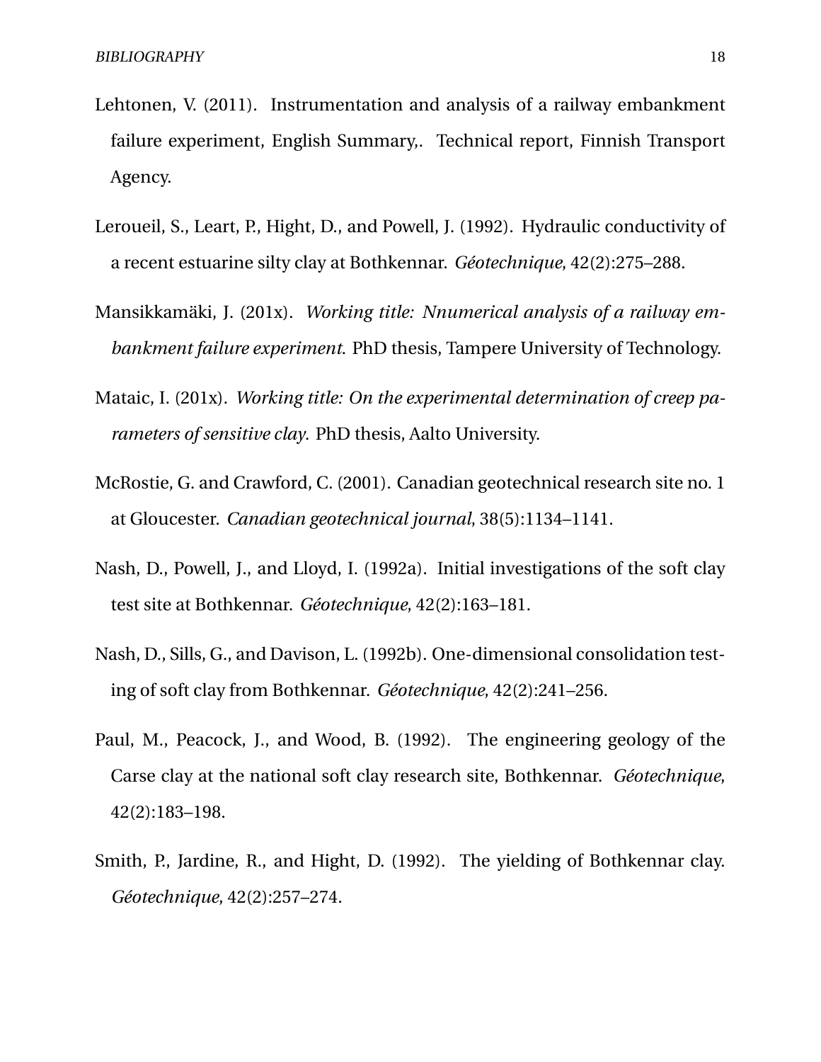Lehtonen, V. (2011). Instrumentation and analysis of a railway embankment failure experiment, English Summary,. Technical report, Finnish Transport Agency.

Leroueil, S., Leart, P., Hight, D., and Powell, J. (1992). Hydraulic conductivity of a recent estuarine silty clay at Bothkennar. *Géotechnique*, 42(2):275–288.

Mansikkamäki, J. (201x). *Working title: Nnumerical analysis of a railway embankment failure experiment*. PhD thesis, Tampere University of Technology.

Mataic, I. (201x). *Working title: On the experimental determination of creep parameters of sensitive clay*. PhD thesis, Aalto University.

McRostie, G. and Crawford, C. (2001). Canadian geotechnical research site no. 1 at Gloucester. *Canadian geotechnical journal*, 38(5):1134–1141.

Nash, D., Powell, J., and Lloyd, I. (1992a). Initial investigations of the soft clay test site at Bothkennar. *Géotechnique*, 42(2):163–181.

Nash, D., Sills, G., and Davison, L. (1992b). One-dimensional consolidation testing of soft clay from Bothkennar. *Géotechnique*, 42(2):241–256.

Paul, M., Peacock, J., and Wood, B. (1992). The engineering geology of the Carse clay at the national soft clay research site, Bothkennar. *Géotechnique*, 42(2):183–198.

Smith, P., Jardine, R., and Hight, D. (1992). The yielding of Bothkennar clay. *Géotechnique*, 42(2):257–274.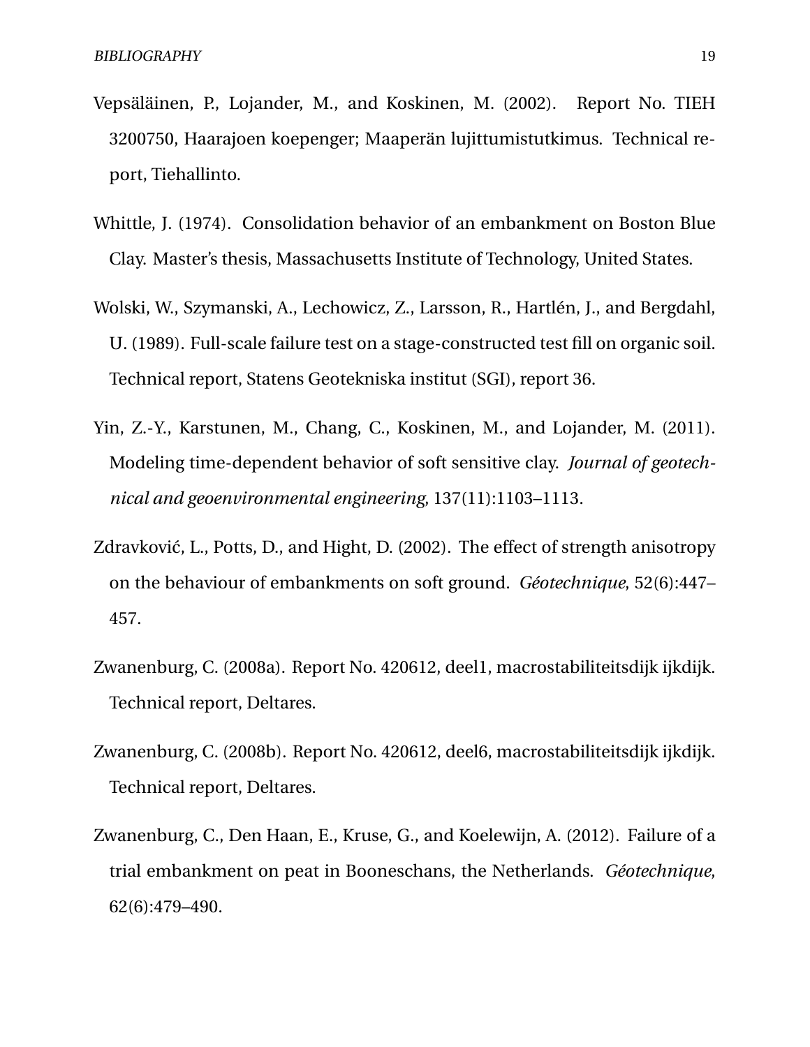Vepsäläinen, P., Lojander, M., and Koskinen, M. (2002). Report No. TIEH 3200750, Haarajoen koepenger; Maaperän lujittumistutkimus. Technical report, Tiehallinto.

Whittle, J. (1974). Consolidation behavior of an embankment on Boston Blue Clay. Master's thesis, Massachusetts Institute of Technology, United States.

Wolski, W., Szymanski, A., Lechowicz, Z., Larsson, R., Hartlén, J., and Bergdahl, U. (1989). Full-scale failure test on a stage-constructed test fill on organic soil. Technical report, Statens Geotekniska institut (SGI), report 36.

Yin, Z.-Y., Karstunen, M., Chang, C., Koskinen, M., and Lojander, M. (2011). Modeling time-dependent behavior of soft sensitive clay. *Journal of geotechnical and geoenvironmental engineering*, 137(11):1103–1113.

Zdravković, L., Potts, D., and Hight, D. (2002). The effect of strength anisotropy on the behaviour of embankments on soft ground. *Géotechnique*, 52(6):447–457.

Zwanenburg, C. (2008a). Report No. 420612, deel1, macrostabiliteitsdijk ijkdijk. Technical report, Deltares.

Zwanenburg, C. (2008b). Report No. 420612, deel6, macrostabiliteitsdijk ijkdijk. Technical report, Deltares.

Zwanenburg, C., Den Haan, E., Kruse, G., and Koelewijn, A. (2012). Failure of a trial embankment on peat in Booneschans, the Netherlands. *Géotechnique*, 62(6):479–490.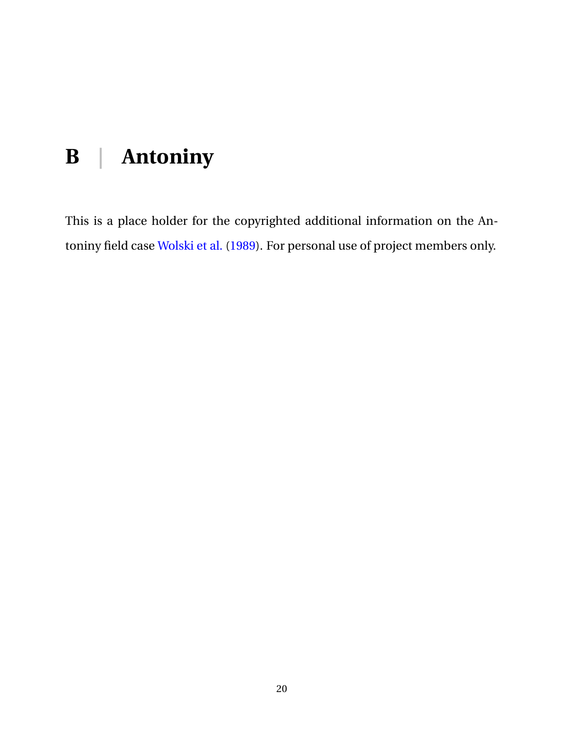# B | Antoniny

This is a place holder for the copyrighted additional information on the Antoniny field case Wolski et al. (1989). For personal use of project members only.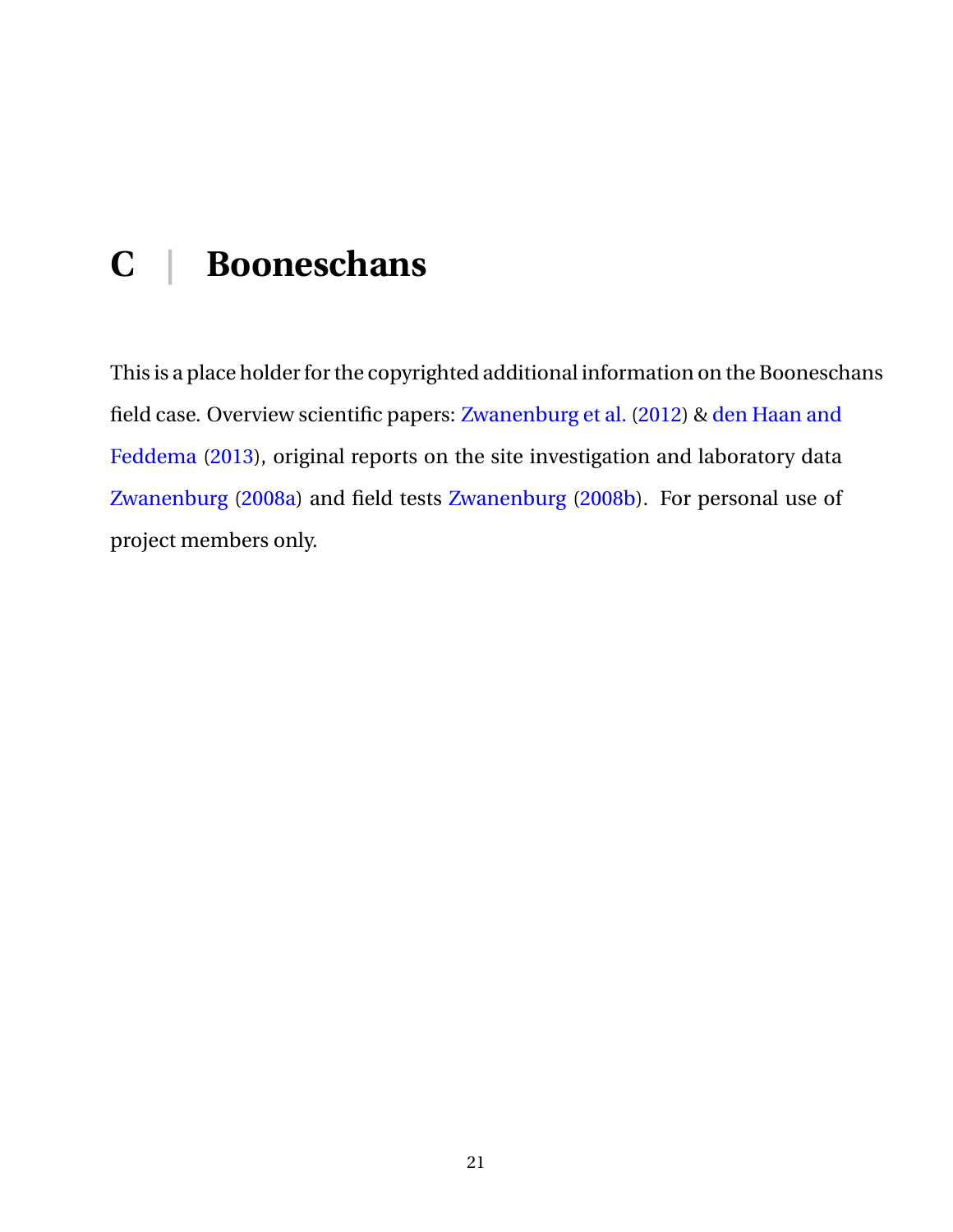# C | Booneschans

This is a place holder for the copyrighted additional information on the Booneschans field case. Overview scientific papers: Zwanenburg et al. (2012) & den Haan and Feddema (2013), original reports on the site investigation and laboratory data Zwanenburg (2008a) and field tests Zwanenburg (2008b). For personal use of project members only.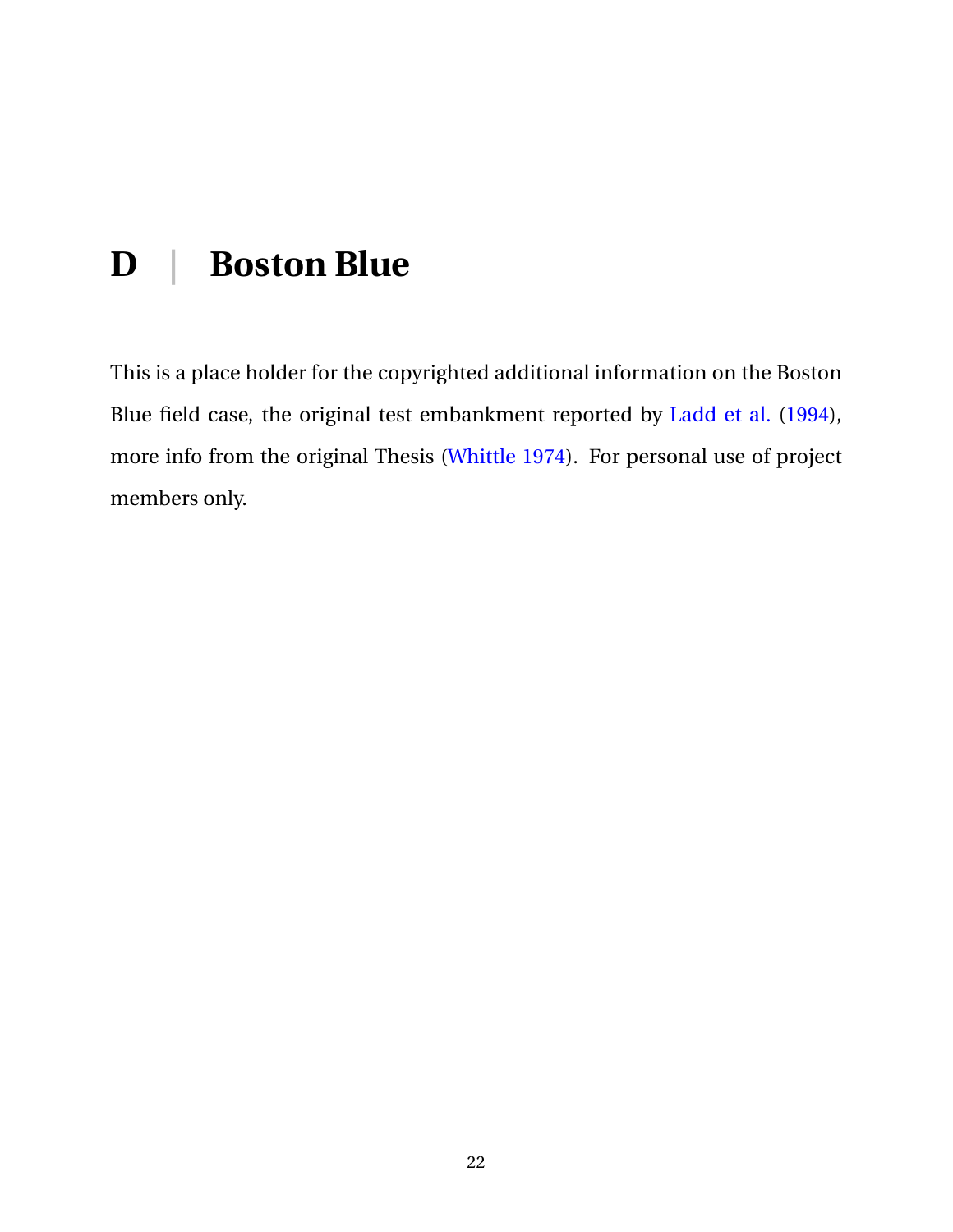# D | Boston Blue

This is a place holder for the copyrighted additional information on the Boston Blue field case, the original test embankment reported by Ladd et al. (1994), more info from the original Thesis (Whittle 1974). For personal use of project members only.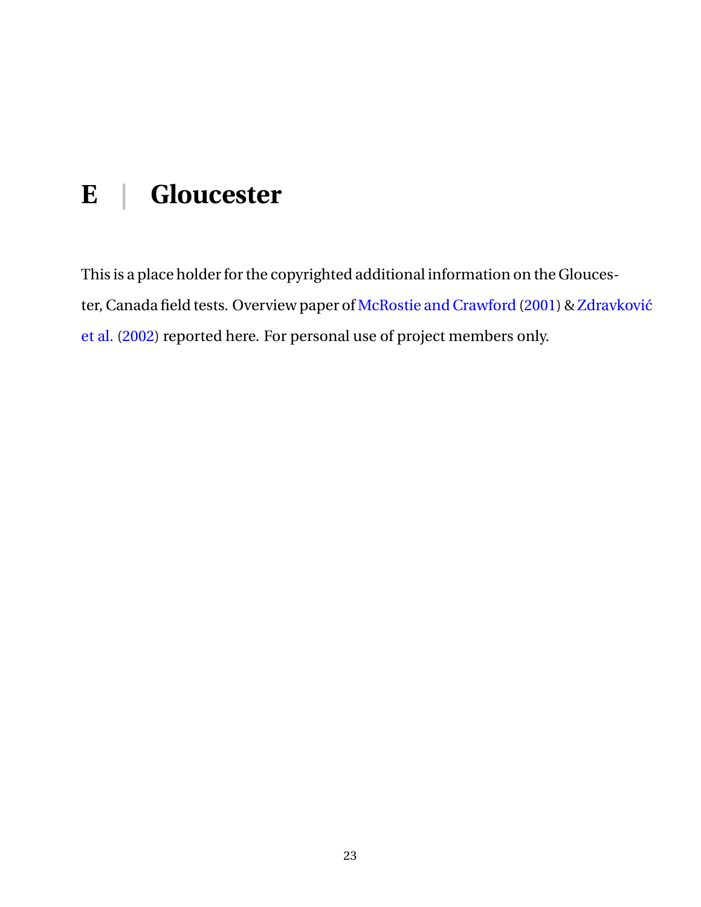# E | Gloucester

This is a place holder for the copyrighted additional information on the Gloucester, Canada field tests. Overview paper of McRostie and Crawford (2001) & Zdravković et al. (2002) reported here. For personal use of project members only.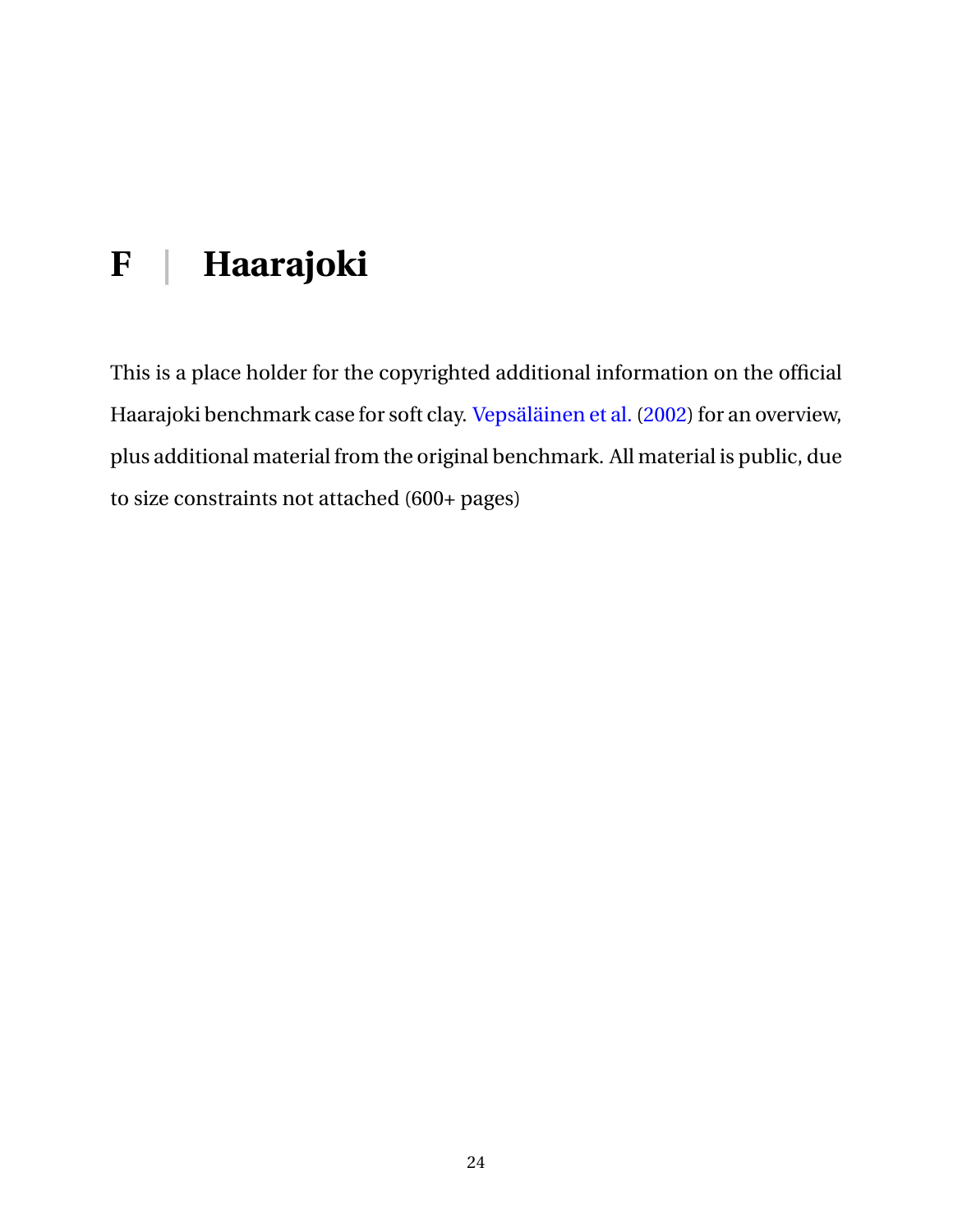# F | Haarajoki

This is a place holder for the copyrighted additional information on the official Haarajoki benchmark case for soft clay. Vepsäläinen et al. (2002) for an overview, plus additional material from the original benchmark. All material is public, due to size constraints not attached (600+ pages)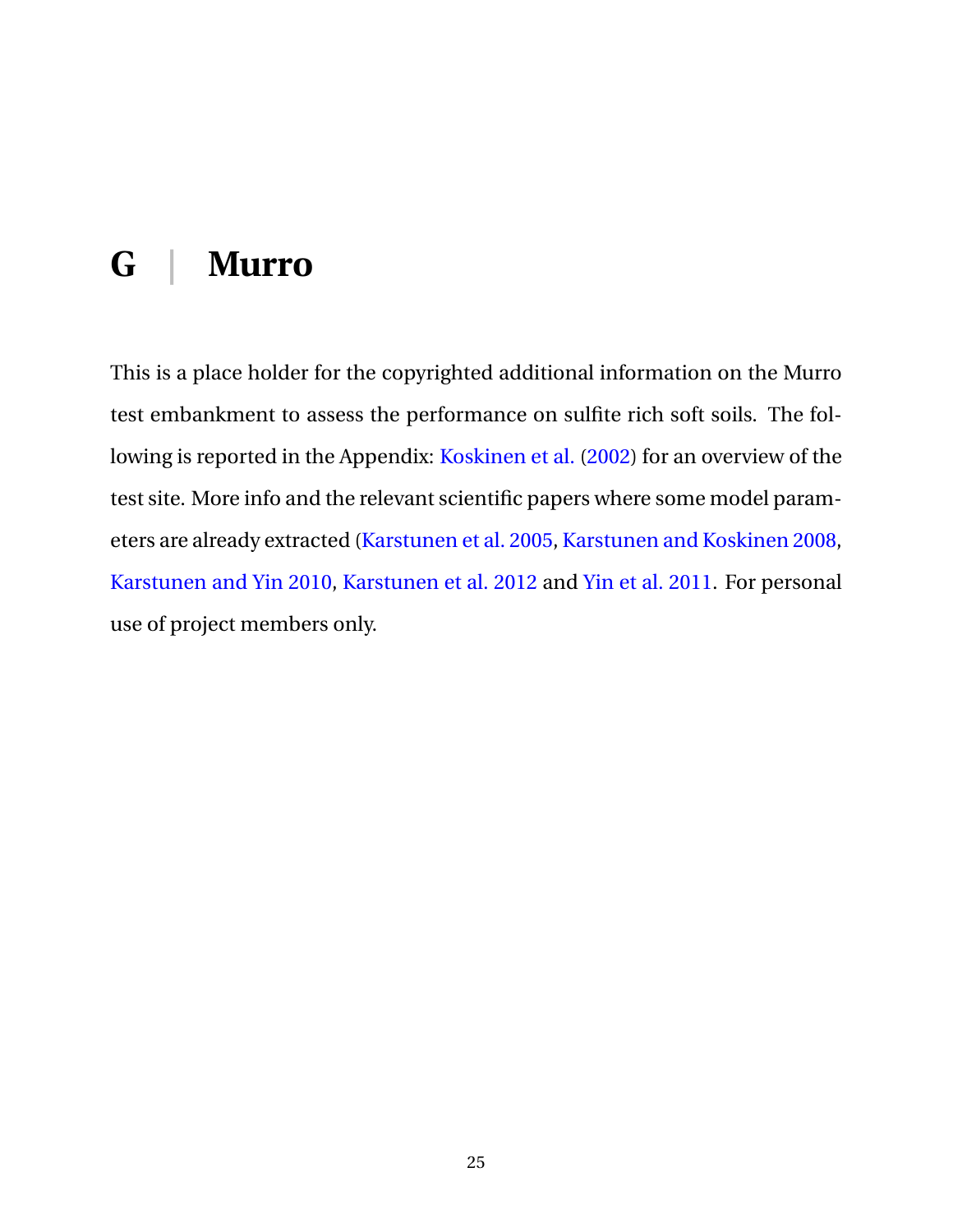# G | Murro

This is a place holder for the copyrighted additional information on the Murro test embankment to assess the performance on sulfite rich soft soils. The following is reported in the Appendix: Koskinen et al. (2002) for an overview of the test site. More info and the relevant scientific papers where some model parameters are already extracted (Karstunen et al. 2005, Karstunen and Koskinen 2008, Karstunen and Yin 2010, Karstunen et al. 2012 and Yin et al. 2011. For personal use of project members only.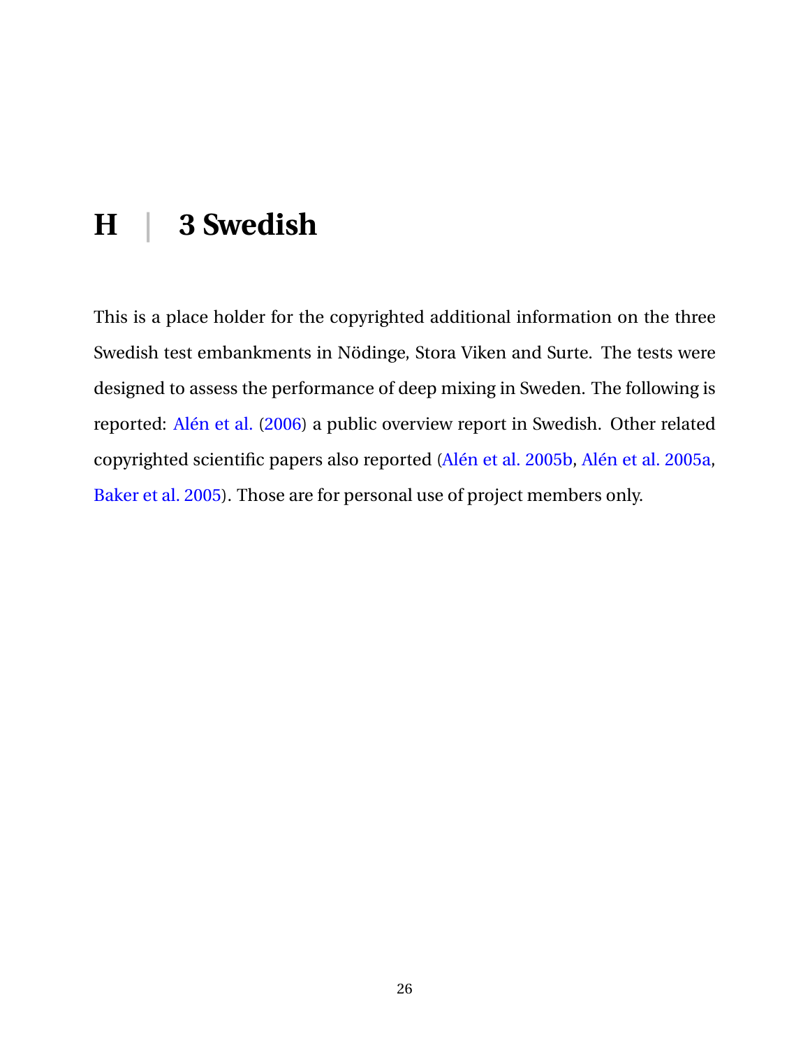# H | 3 Swedish

This is a place holder for the copyrighted additional information on the three Swedish test embankments in Nödinge, Stora Viken and Surte. The tests were designed to assess the performance of deep mixing in Sweden. The following is reported: Alén et al. (2006) a public overview report in Swedish. Other related copyrighted scientific papers also reported (Alén et al. 2005b, Alén et al. 2005a, Baker et al. 2005). Those are for personal use of project members only.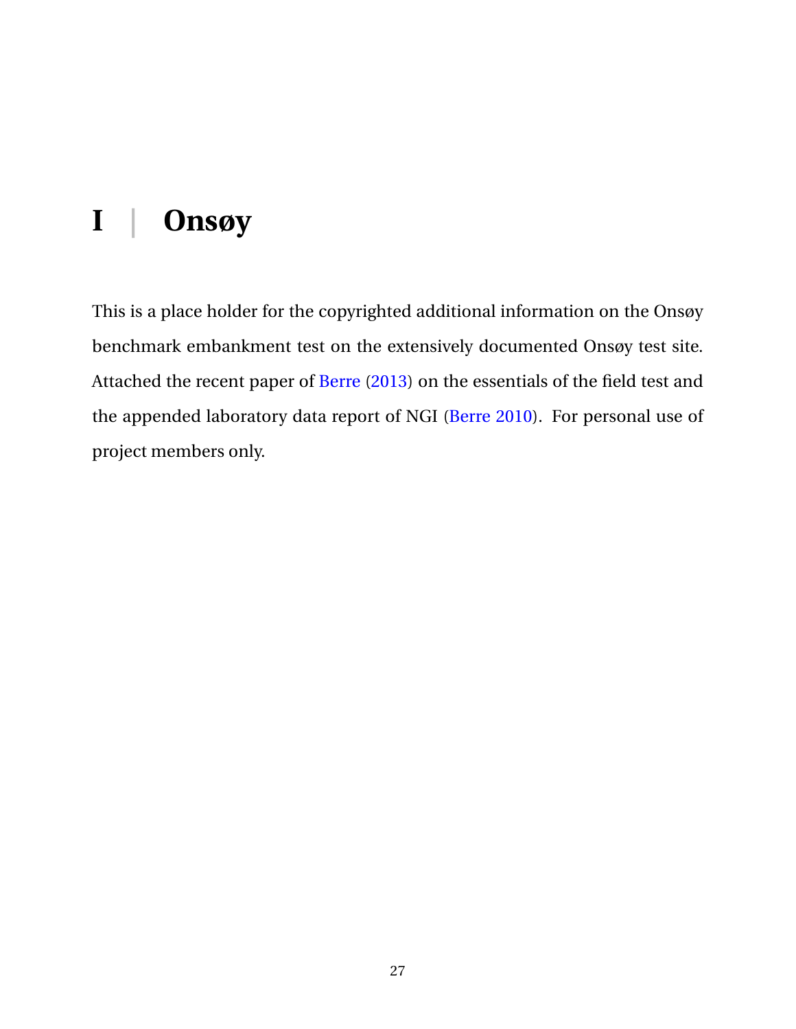# I | Onsøy

This is a place holder for the copyrighted additional information on the Onsøy benchmark embankment test on the extensively documented Onsøy test site. Attached the recent paper of Berre (2013) on the essentials of the field test and the appended laboratory data report of NGI (Berre 2010). For personal use of project members only.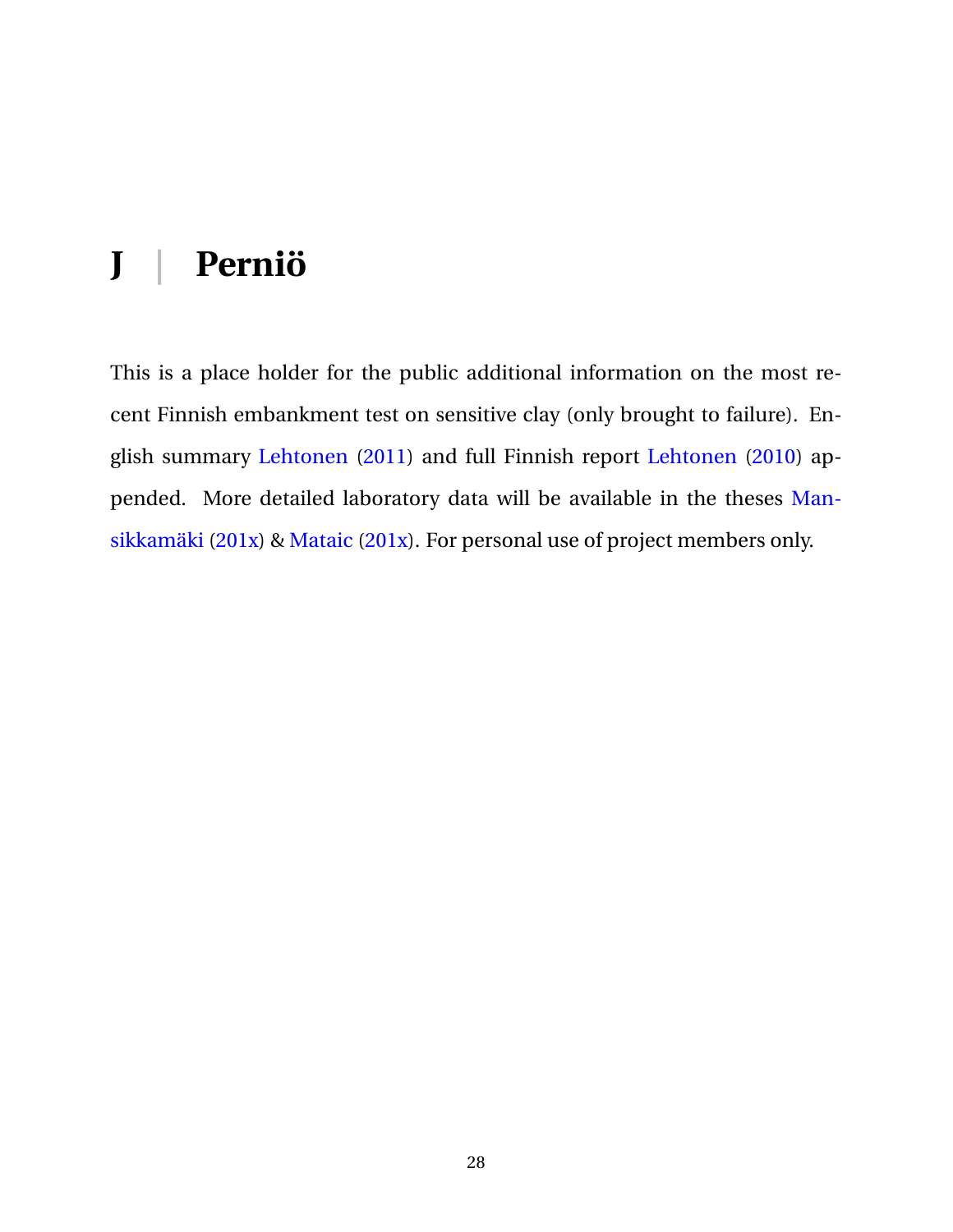# J | Perniö

This is a place holder for the public additional information on the most recent Finnish embankment test on sensitive clay (only brought to failure). English summary Lehtonen (2011) and full Finnish report Lehtonen (2010) appended. More detailed laboratory data will be available in the theses Mansikkamäki (201x) & Mataic (201x). For personal use of project members only.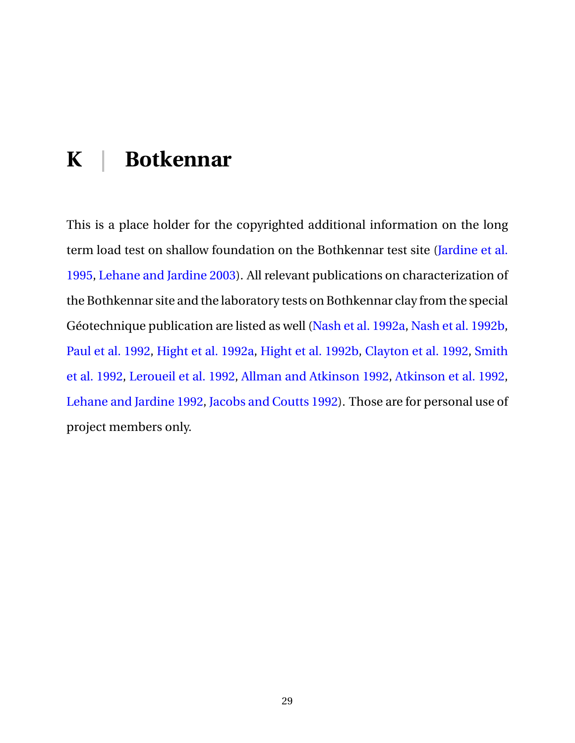# K | Botkennar

This is a place holder for the copyrighted additional information on the long term load test on shallow foundation on the Bothkennar test site (Jardine et al. 1995, Lehane and Jardine 2003). All relevant publications on characterization of the Bothkennar site and the laboratory tests on Bothkennar clay from the special Géotechnique publication are listed as well (Nash et al. 1992a, Nash et al. 1992b, Paul et al. 1992, Hight et al. 1992a, Hight et al. 1992b, Clayton et al. 1992, Smith et al. 1992, Leroueil et al. 1992, Allman and Atkinson 1992, Atkinson et al. 1992, Lehane and Jardine 1992, Jacobs and Coutts 1992). Those are for personal use of project members only.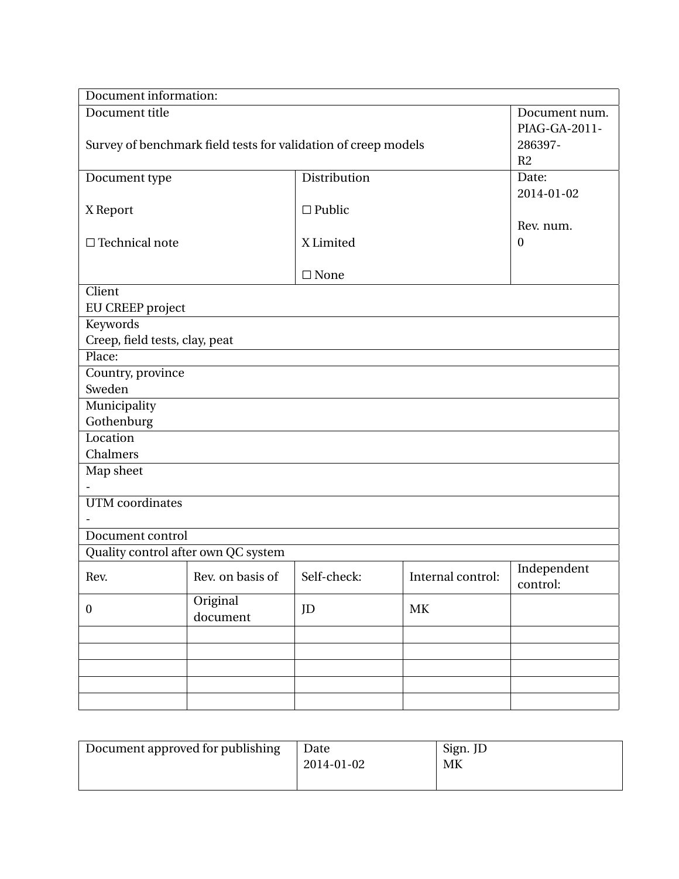| Document information: | | | | |
|---|---|---|---|---|
| Document title<br><br>Survey of benchmark field tests for validation of creep models | | | | Document num.<br>PIAG-GA-2011-286397-<br>R2 |
| Document type<br><br>X Report<br><br>☐ Technical note | | Distribution<br><br>☐ Public<br><br>X Limited<br><br>☐ None | | Date:<br>2014-01-02<br><br>Rev. num.<br>0 |
| Client<br>EU CREEP project | | | | |
| Keywords<br>Creep, field tests, clay, peat | | | | |
| Place: | | | | |
| Country, province<br>Sweden | | | | |
| Municipality<br>Gothenburg | | | | |
| Location<br>Chalmers | | | | |
| Map sheet<br>- | | | | |
| UTM coordinates<br>- | | | | |
| Document control | | | | |
| Quality control after own QC system | | | | |
| Rev. | Rev. on basis of | Self-check: | Internal control: | Independent control: |
| 0 | Original document | JD | MK | |
| | | | | |
| | | | | |
| | | | | |
| | | | | |
| | | | | |

| Document approved for publishing | Date<br>2014-01-02 | Sign. JD<br>MK |
|---|---|---|